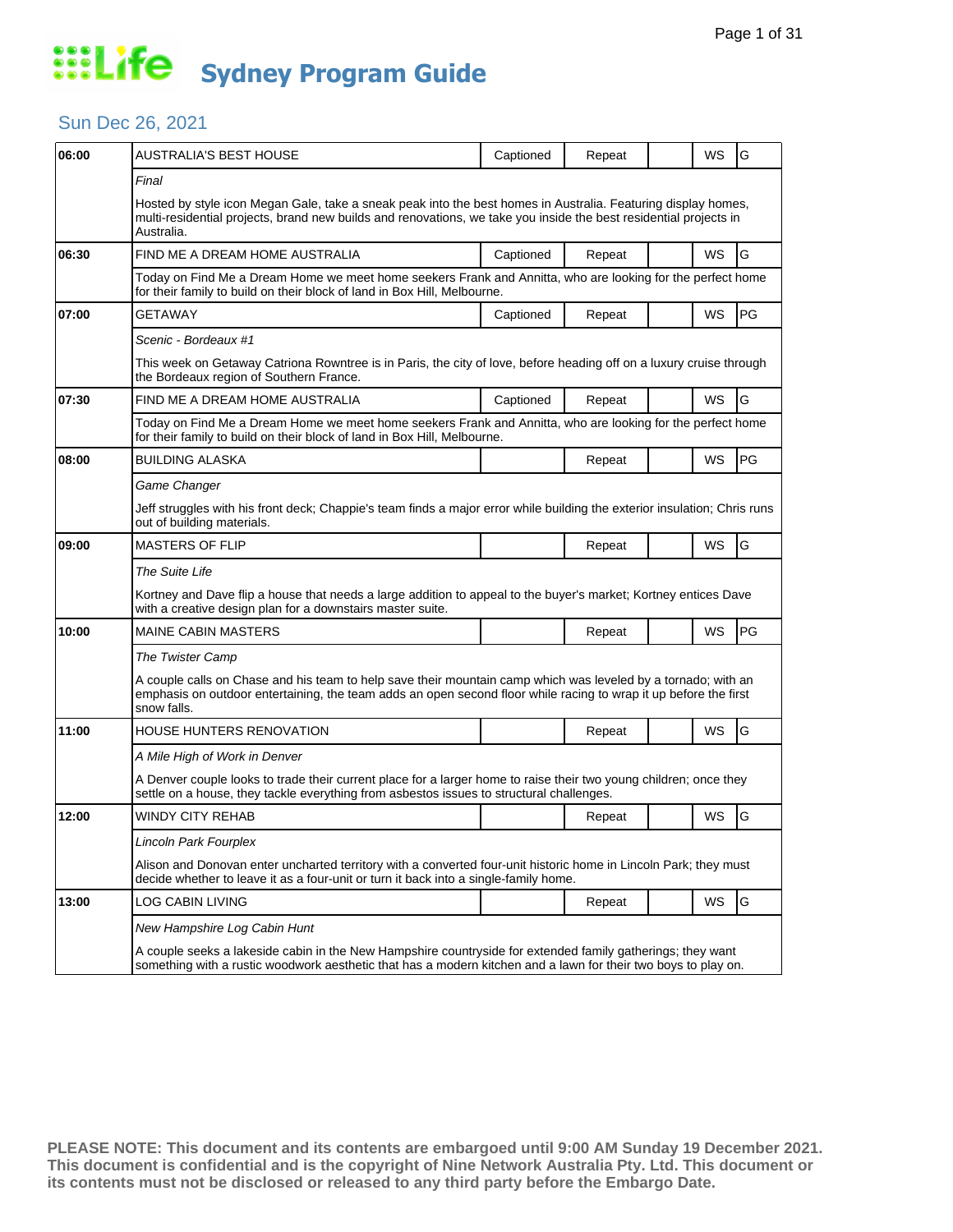# Life Sydney Program Guide

## Sun Dec 26, 2021

| Time | Program | Captioned | Repeat | | WS | Rating |
|---|---|---|---|---|---|---|
| 06:00 | AUSTRALIA'S BEST HOUSE | Captioned | Repeat | | WS | G |
| | *Final*<br>Hosted by style icon Megan Gale, take a sneak peak into the best homes in Australia. Featuring display homes, multi-residential projects, brand new builds and renovations, we take you inside the best residential projects in Australia. | | | | | |
| 06:30 | FIND ME A DREAM HOME AUSTRALIA | Captioned | Repeat | | WS | G |
| | Today on Find Me a Dream Home we meet home seekers Frank and Annitta, who are looking for the perfect home for their family to build on their block of land in Box Hill, Melbourne. | | | | | |
| 07:00 | GETAWAY | Captioned | Repeat | | WS | PG |
| | *Scenic - Bordeaux #1*<br>This week on Getaway Catriona Rowntree is in Paris, the city of love, before heading off on a luxury cruise through the Bordeaux region of Southern France. | | | | | |
| 07:30 | FIND ME A DREAM HOME AUSTRALIA | Captioned | Repeat | | WS | G |
| | Today on Find Me a Dream Home we meet home seekers Frank and Annitta, who are looking for the perfect home for their family to build on their block of land in Box Hill, Melbourne. | | | | | |
| 08:00 | BUILDING ALASKA | | Repeat | | WS | PG |
| | *Game Changer*<br>Jeff struggles with his front deck; Chappie's team finds a major error while building the exterior insulation; Chris runs out of building materials. | | | | | |
| 09:00 | MASTERS OF FLIP | | Repeat | | WS | G |
| | *The Suite Life*<br>Kortney and Dave flip a house that needs a large addition to appeal to the buyer's market; Kortney entices Dave with a creative design plan for a downstairs master suite. | | | | | |
| 10:00 | MAINE CABIN MASTERS | | Repeat | | WS | PG |
| | *The Twister Camp*<br>A couple calls on Chase and his team to help save their mountain camp which was leveled by a tornado; with an emphasis on outdoor entertaining, the team adds an open second floor while racing to wrap it up before the first snow falls. | | | | | |
| 11:00 | HOUSE HUNTERS RENOVATION | | Repeat | | WS | G |
| | *A Mile High of Work in Denver*<br>A Denver couple looks to trade their current place for a larger home to raise their two young children; once they settle on a house, they tackle everything from asbestos issues to structural challenges. | | | | | |
| 12:00 | WINDY CITY REHAB | | Repeat | | WS | G |
| | *Lincoln Park Fourplex*<br>Alison and Donovan enter uncharted territory with a converted four-unit historic home in Lincoln Park; they must decide whether to leave it as a four-unit or turn it back into a single-family home. | | | | | |
| 13:00 | LOG CABIN LIVING | | Repeat | | WS | G |
| | *New Hampshire Log Cabin Hunt*<br>A couple seeks a lakeside cabin in the New Hampshire countryside for extended family gatherings; they want something with a rustic woodwork aesthetic that has a modern kitchen and a lawn for their two boys to play on. | | | | | |

**PLEASE NOTE: This document and its contents are embargoed until 9:00 AM Sunday 19 December 2021. This document is confidential and is the copyright of Nine Network Australia Pty. Ltd. This document or its contents must not be disclosed or released to any third party before the Embargo Date.**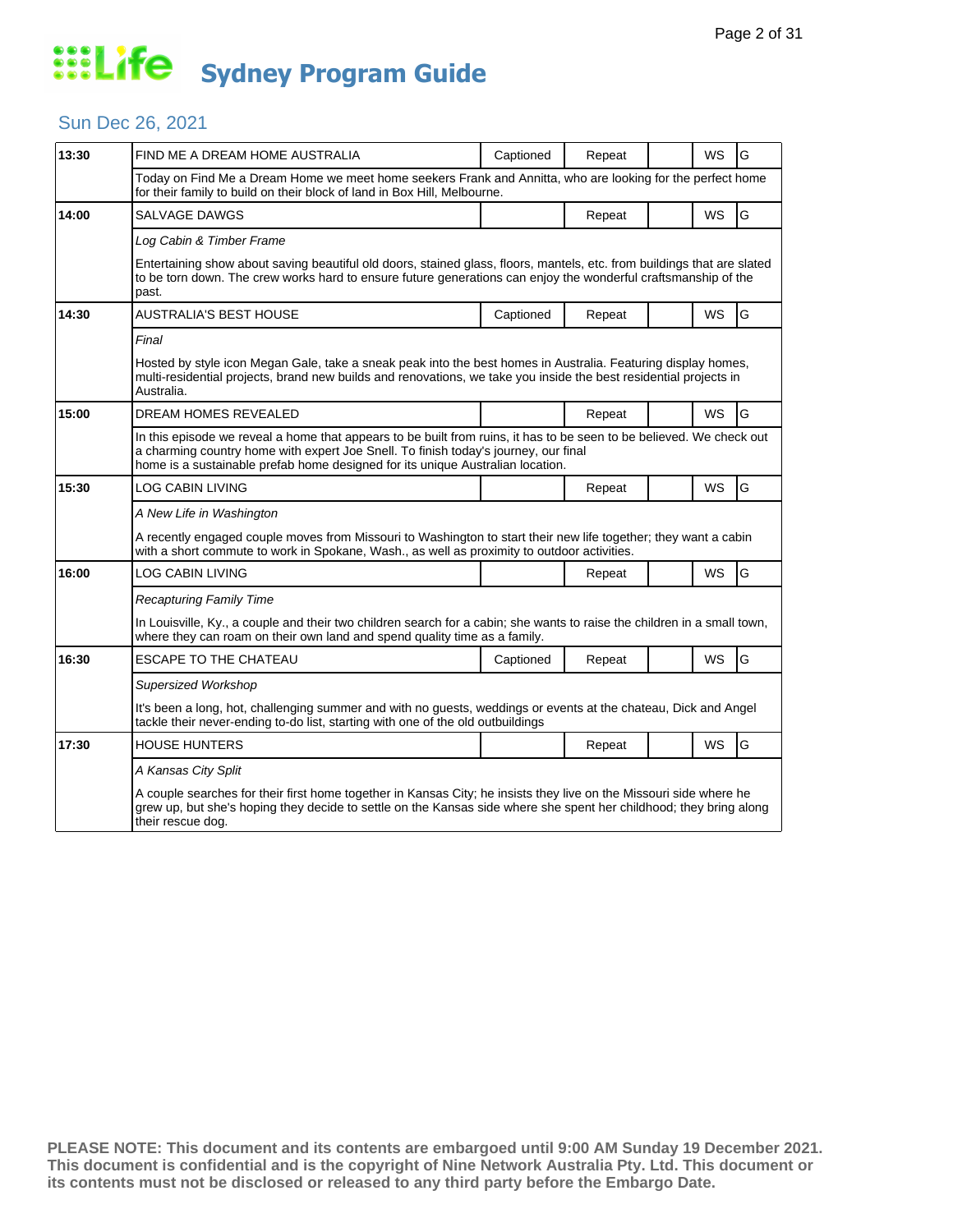# Life Sydney Program Guide

## Sun Dec 26, 2021

| Time | Program | Captioned | Repeat | | WS | Rating |
|---|---|---|---|---|---|---|
| 13:30 | FIND ME A DREAM HOME AUSTRALIA | Captioned | Repeat | | WS | G |
| | Today on Find Me a Dream Home we meet home seekers Frank and Annitta, who are looking for the perfect home for their family to build on their block of land in Box Hill, Melbourne. | | | | | |
| 14:00 | SALVAGE DAWGS | | Repeat | | WS | G |
| | *Log Cabin & Timber Frame*<br><br>Entertaining show about saving beautiful old doors, stained glass, floors, mantels, etc. from buildings that are slated to be torn down. The crew works hard to ensure future generations can enjoy the wonderful craftsmanship of the past. | | | | | |
| 14:30 | AUSTRALIA'S BEST HOUSE | Captioned | Repeat | | WS | G |
| | *Final*<br><br>Hosted by style icon Megan Gale, take a sneak peak into the best homes in Australia. Featuring display homes, multi-residential projects, brand new builds and renovations, we take you inside the best residential projects in Australia. | | | | | |
| 15:00 | DREAM HOMES REVEALED | | Repeat | | WS | G |
| | In this episode we reveal a home that appears to be built from ruins, it has to be seen to be believed. We check out a charming country home with expert Joe Snell. To finish today's journey, our final home is a sustainable prefab home designed for its unique Australian location. | | | | | |
| 15:30 | LOG CABIN LIVING | | Repeat | | WS | G |
| | *A New Life in Washington*<br><br>A recently engaged couple moves from Missouri to Washington to start their new life together; they want a cabin with a short commute to work in Spokane, Wash., as well as proximity to outdoor activities. | | | | | |
| 16:00 | LOG CABIN LIVING | | Repeat | | WS | G |
| | *Recapturing Family Time*<br><br>In Louisville, Ky., a couple and their two children search for a cabin; she wants to raise the children in a small town, where they can roam on their own land and spend quality time as a family. | | | | | |
| 16:30 | ESCAPE TO THE CHATEAU | Captioned | Repeat | | WS | G |
| | *Supersized Workshop*<br><br>It's been a long, hot, challenging summer and with no guests, weddings or events at the chateau, Dick and Angel tackle their never-ending to-do list, starting with one of the old outbuildings | | | | | |
| 17:30 | HOUSE HUNTERS | | Repeat | | WS | G |
| | *A Kansas City Split*<br><br>A couple searches for their first home together in Kansas City; he insists they live on the Missouri side where he grew up, but she's hoping they decide to settle on the Kansas side where she spent her childhood; they bring along their rescue dog. | | | | | |

**PLEASE NOTE: This document and its contents are embargoed until 9:00 AM Sunday 19 December 2021. This document is confidential and is the copyright of Nine Network Australia Pty. Ltd. This document or its contents must not be disclosed or released to any third party before the Embargo Date.**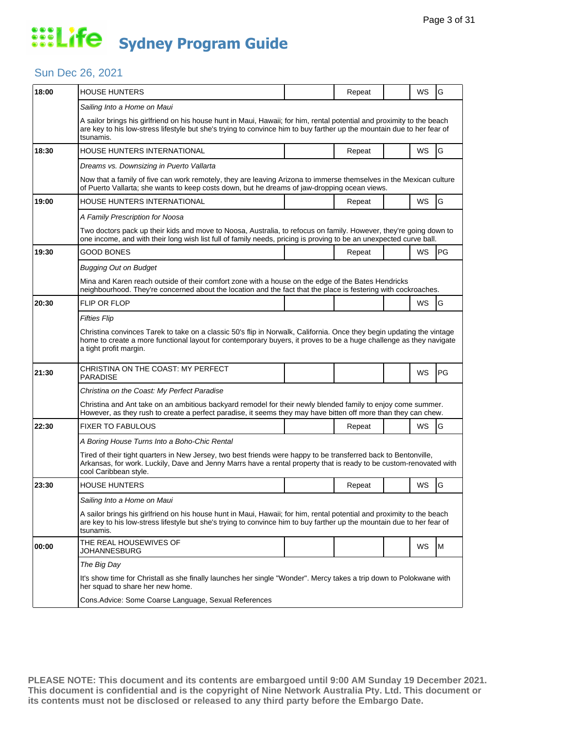# Life Sydney Program Guide

## Sun Dec 26, 2021

| Time | Program | | Repeat | | WS | Rating |
|---|---|---|---|---|---|---|
| 18:00 | HOUSE HUNTERS | | Repeat | | WS | G |
| | *Sailing Into a Home on Maui* | | | | | |
| | A sailor brings his girlfriend on his house hunt in Maui, Hawaii; for him, rental potential and proximity to the beach are key to his low-stress lifestyle but she's trying to convince him to buy farther up the mountain due to her fear of tsunamis. | | | | | |
| 18:30 | HOUSE HUNTERS INTERNATIONAL | | Repeat | | WS | G |
| | *Dreams vs. Downsizing in Puerto Vallarta* | | | | | |
| | Now that a family of five can work remotely, they are leaving Arizona to immerse themselves in the Mexican culture of Puerto Vallarta; she wants to keep costs down, but he dreams of jaw-dropping ocean views. | | | | | |
| 19:00 | HOUSE HUNTERS INTERNATIONAL | | Repeat | | WS | G |
| | *A Family Prescription for Noosa* | | | | | |
| | Two doctors pack up their kids and move to Noosa, Australia, to refocus on family. However, they're going down to one income, and with their long wish list full of family needs, pricing is proving to be an unexpected curve ball. | | | | | |
| 19:30 | GOOD BONES | | Repeat | | WS | PG |
| | *Bugging Out on Budget* | | | | | |
| | Mina and Karen reach outside of their comfort zone with a house on the edge of the Bates Hendricks neighbourhood. They're concerned about the location and the fact that the place is festering with cockroaches. | | | | | |
| 20:30 | FLIP OR FLOP | | | | WS | G |
| | *Fifties Flip* | | | | | |
| | Christina convinces Tarek to take on a classic 50's flip in Norwalk, California. Once they begin updating the vintage home to create a more functional layout for contemporary buyers, it proves to be a huge challenge as they navigate a tight profit margin. | | | | | |
| 21:30 | CHRISTINA ON THE COAST: MY PERFECT PARADISE | | | | WS | PG |
| | *Christina on the Coast: My Perfect Paradise* | | | | | |
| | Christina and Ant take on an ambitious backyard remodel for their newly blended family to enjoy come summer. However, as they rush to create a perfect paradise, it seems they may have bitten off more than they can chew. | | | | | |
| 22:30 | FIXER TO FABULOUS | | Repeat | | WS | G |
| | *A Boring House Turns Into a Boho-Chic Rental* | | | | | |
| | Tired of their tight quarters in New Jersey, two best friends were happy to be transferred back to Bentonville, Arkansas, for work. Luckily, Dave and Jenny Marrs have a rental property that is ready to be custom-renovated with cool Caribbean style. | | | | | |
| 23:30 | HOUSE HUNTERS | | Repeat | | WS | G |
| | *Sailing Into a Home on Maui* | | | | | |
| | A sailor brings his girlfriend on his house hunt in Maui, Hawaii; for him, rental potential and proximity to the beach are key to his low-stress lifestyle but she's trying to convince him to buy farther up the mountain due to her fear of tsunamis. | | | | | |
| 00:00 | THE REAL HOUSEWIVES OF JOHANNESBURG | | | | WS | M |
| | *The Big Day* | | | | | |
| | It's show time for Christall as she finally launches her single "Wonder". Mercy takes a trip down to Polokwane with her squad to share her new home. | | | | | |
| | Cons.Advice: Some Coarse Language, Sexual References | | | | | |

**PLEASE NOTE: This document and its contents are embargoed until 9:00 AM Sunday 19 December 2021. This document is confidential and is the copyright of Nine Network Australia Pty. Ltd. This document or its contents must not be disclosed or released to any third party before the Embargo Date.**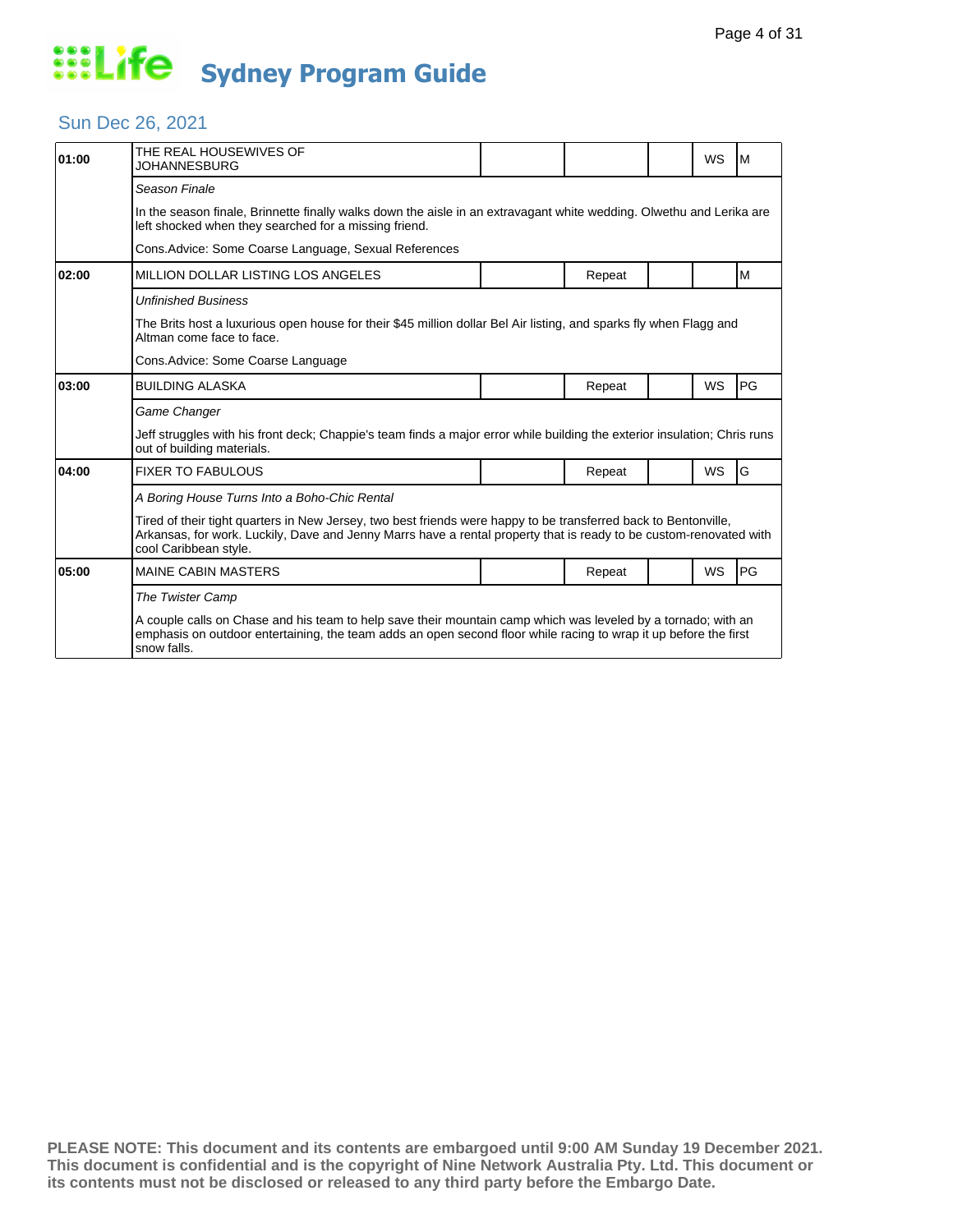# Life Sydney Program Guide

## Sun Dec 26, 2021

| Time | Program | | | | | Rating |
|---|---|---|---|---|---|---|
| 01:00 | THE REAL HOUSEWIVES OF JOHANNESBURG | | | | WS | M |
| | *Season Finale*<br>In the season finale, Brinnette finally walks down the aisle in an extravagant white wedding. Olwethu and Lerika are left shocked when they searched for a missing friend.<br>Cons.Advice: Some Coarse Language, Sexual References | | | | | |
| 02:00 | MILLION DOLLAR LISTING LOS ANGELES | | Repeat | | | M |
| | *Unfinished Business*<br>The Brits host a luxurious open house for their $45 million dollar Bel Air listing, and sparks fly when Flagg and Altman come face to face.<br>Cons.Advice: Some Coarse Language | | | | | |
| 03:00 | BUILDING ALASKA | | Repeat | | WS | PG |
| | *Game Changer*<br>Jeff struggles with his front deck; Chappie's team finds a major error while building the exterior insulation; Chris runs out of building materials. | | | | | |
| 04:00 | FIXER TO FABULOUS | | Repeat | | WS | G |
| | *A Boring House Turns Into a Boho-Chic Rental*<br>Tired of their tight quarters in New Jersey, two best friends were happy to be transferred back to Bentonville, Arkansas, for work. Luckily, Dave and Jenny Marrs have a rental property that is ready to be custom-renovated with cool Caribbean style. | | | | | |
| 05:00 | MAINE CABIN MASTERS | | Repeat | | WS | PG |
| | *The Twister Camp*<br>A couple calls on Chase and his team to help save their mountain camp which was leveled by a tornado; with an emphasis on outdoor entertaining, the team adds an open second floor while racing to wrap it up before the first snow falls. | | | | | |

**PLEASE NOTE: This document and its contents are embargoed until 9:00 AM Sunday 19 December 2021. This document is confidential and is the copyright of Nine Network Australia Pty. Ltd. This document or its contents must not be disclosed or released to any third party before the Embargo Date.**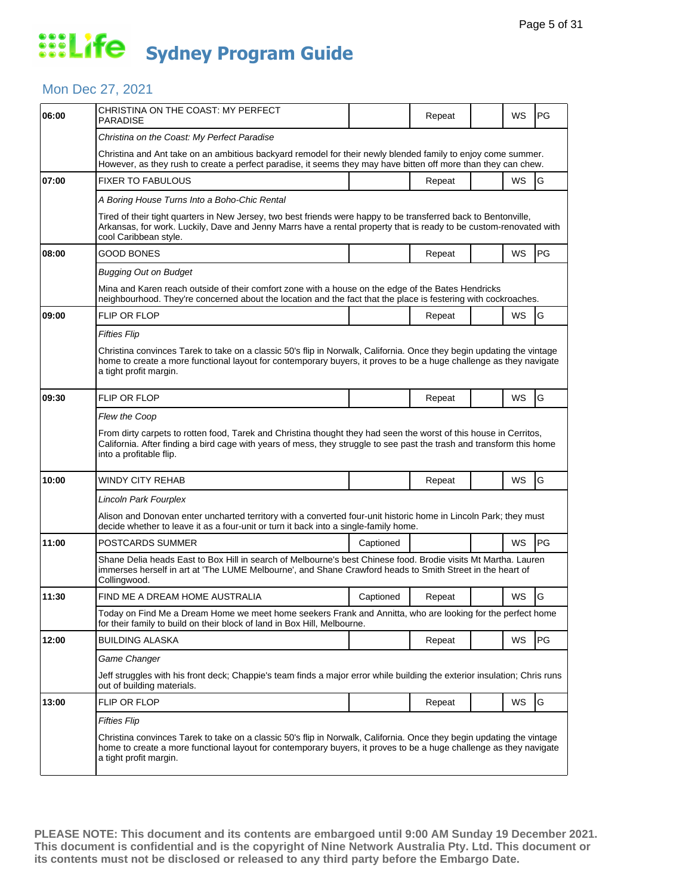# Life Sydney Program Guide

## Mon Dec 27, 2021

| Time | Program | Captioned | Repeat | | WS | Rating |
|---|---|---|---|---|---|---|
| 06:00 | CHRISTINA ON THE COAST: MY PERFECT PARADISE | | Repeat | | WS | PG |
| | *Christina on the Coast: My Perfect Paradise* | | | | | |
| | Christina and Ant take on an ambitious backyard remodel for their newly blended family to enjoy come summer. However, as they rush to create a perfect paradise, it seems they may have bitten off more than they can chew. | | | | | |
| 07:00 | FIXER TO FABULOUS | | Repeat | | WS | G |
| | *A Boring House Turns Into a Boho-Chic Rental* | | | | | |
| | Tired of their tight quarters in New Jersey, two best friends were happy to be transferred back to Bentonville, Arkansas, for work. Luckily, Dave and Jenny Marrs have a rental property that is ready to be custom-renovated with cool Caribbean style. | | | | | |
| 08:00 | GOOD BONES | | Repeat | | WS | PG |
| | *Bugging Out on Budget* | | | | | |
| | Mina and Karen reach outside of their comfort zone with a house on the edge of the Bates Hendricks neighbourhood. They're concerned about the location and the fact that the place is festering with cockroaches. | | | | | |
| 09:00 | FLIP OR FLOP | | Repeat | | WS | G |
| | *Fifties Flip* | | | | | |
| | Christina convinces Tarek to take on a classic 50's flip in Norwalk, California. Once they begin updating the vintage home to create a more functional layout for contemporary buyers, it proves to be a huge challenge as they navigate a tight profit margin. | | | | | |
| 09:30 | FLIP OR FLOP | | Repeat | | WS | G |
| | *Flew the Coop* | | | | | |
| | From dirty carpets to rotten food, Tarek and Christina thought they had seen the worst of this house in Cerritos, California. After finding a bird cage with years of mess, they struggle to see past the trash and transform this home into a profitable flip. | | | | | |
| 10:00 | WINDY CITY REHAB | | Repeat | | WS | G |
| | *Lincoln Park Fourplex* | | | | | |
| | Alison and Donovan enter uncharted territory with a converted four-unit historic home in Lincoln Park; they must decide whether to leave it as a four-unit or turn it back into a single-family home. | | | | | |
| 11:00 | POSTCARDS SUMMER | Captioned | | | WS | PG |
| | Shane Delia heads East to Box Hill in search of Melbourne's best Chinese food. Brodie visits Mt Martha. Lauren immerses herself in art at 'The LUME Melbourne', and Shane Crawford heads to Smith Street in the heart of Collingwood. | | | | | |
| 11:30 | FIND ME A DREAM HOME AUSTRALIA | Captioned | Repeat | | WS | G |
| | Today on Find Me a Dream Home we meet home seekers Frank and Annitta, who are looking for the perfect home for their family to build on their block of land in Box Hill, Melbourne. | | | | | |
| 12:00 | BUILDING ALASKA | | Repeat | | WS | PG |
| | *Game Changer* | | | | | |
| | Jeff struggles with his front deck; Chappie's team finds a major error while building the exterior insulation; Chris runs out of building materials. | | | | | |
| 13:00 | FLIP OR FLOP | | Repeat | | WS | G |
| | *Fifties Flip* | | | | | |
| | Christina convinces Tarek to take on a classic 50's flip in Norwalk, California. Once they begin updating the vintage home to create a more functional layout for contemporary buyers, it proves to be a huge challenge as they navigate a tight profit margin. | | | | | |

**PLEASE NOTE: This document and its contents are embargoed until 9:00 AM Sunday 19 December 2021. This document is confidential and is the copyright of Nine Network Australia Pty. Ltd. This document or its contents must not be disclosed or released to any third party before the Embargo Date.**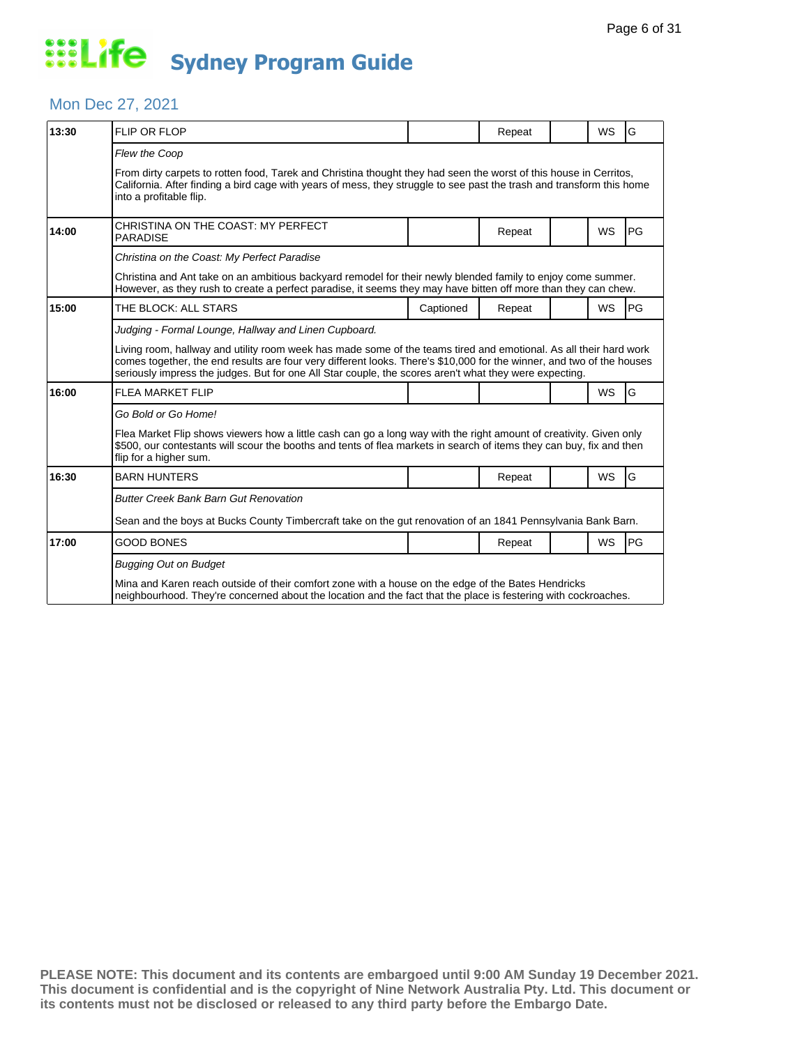# Life Sydney Program Guide

## Mon Dec 27, 2021

| Time | Program | Captioned | Repeat | | WS | Rating |
|---|---|---|---|---|---|---|
| 13:30 | FLIP OR FLOP | | Repeat | | WS | G |
| | *Flew the Coop* | | | | | |
| | From dirty carpets to rotten food, Tarek and Christina thought they had seen the worst of this house in Cerritos, California. After finding a bird cage with years of mess, they struggle to see past the trash and transform this home into a profitable flip. | | | | | |
| 14:00 | CHRISTINA ON THE COAST: MY PERFECT PARADISE | | Repeat | | WS | PG |
| | *Christina on the Coast: My Perfect Paradise* | | | | | |
| | Christina and Ant take on an ambitious backyard remodel for their newly blended family to enjoy come summer. However, as they rush to create a perfect paradise, it seems they may have bitten off more than they can chew. | | | | | |
| 15:00 | THE BLOCK: ALL STARS | Captioned | Repeat | | WS | PG |
| | *Judging - Formal Lounge, Hallway and Linen Cupboard.* | | | | | |
| | Living room, hallway and utility room week has made some of the teams tired and emotional. As all their hard work comes together, the end results are four very different looks. There's $10,000 for the winner, and two of the houses seriously impress the judges. But for one All Star couple, the scores aren't what they were expecting. | | | | | |
| 16:00 | FLEA MARKET FLIP | | | | WS | G |
| | *Go Bold or Go Home!* | | | | | |
| | Flea Market Flip shows viewers how a little cash can go a long way with the right amount of creativity. Given only $500, our contestants will scour the booths and tents of flea markets in search of items they can buy, fix and then flip for a higher sum. | | | | | |
| 16:30 | BARN HUNTERS | | Repeat | | WS | G |
| | *Butter Creek Bank Barn Gut Renovation* | | | | | |
| | Sean and the boys at Bucks County Timbercraft take on the gut renovation of an 1841 Pennsylvania Bank Barn. | | | | | |
| 17:00 | GOOD BONES | | Repeat | | WS | PG |
| | *Bugging Out on Budget* | | | | | |
| | Mina and Karen reach outside of their comfort zone with a house on the edge of the Bates Hendricks neighbourhood. They're concerned about the location and the fact that the place is festering with cockroaches. | | | | | |

**PLEASE NOTE: This document and its contents are embargoed until 9:00 AM Sunday 19 December 2021. This document is confidential and is the copyright of Nine Network Australia Pty. Ltd. This document or its contents must not be disclosed or released to any third party before the Embargo Date.**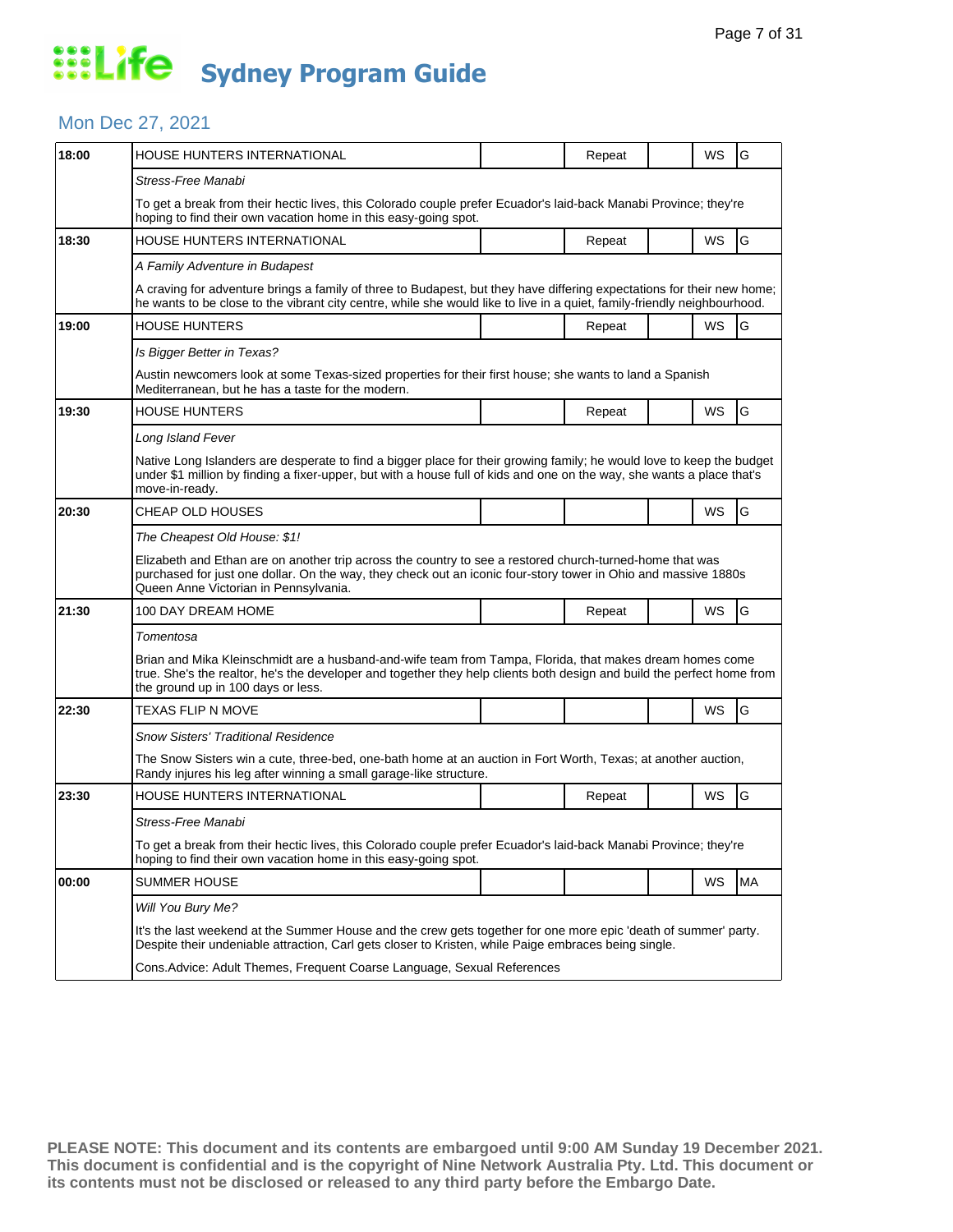# Life Sydney Program Guide

## Mon Dec 27, 2021

| Time | Program | | Status | | Format | Rating |
|---|---|---|---|---|---|---|
| 18:00 | HOUSE HUNTERS INTERNATIONAL | | Repeat | | WS | G |
| | *Stress-Free Manabi* | | | | | |
| | To get a break from their hectic lives, this Colorado couple prefer Ecuador's laid-back Manabi Province; they're hoping to find their own vacation home in this easy-going spot. | | | | | |
| 18:30 | HOUSE HUNTERS INTERNATIONAL | | Repeat | | WS | G |
| | *A Family Adventure in Budapest* | | | | | |
| | A craving for adventure brings a family of three to Budapest, but they have differing expectations for their new home; he wants to be close to the vibrant city centre, while she would like to live in a quiet, family-friendly neighbourhood. | | | | | |
| 19:00 | HOUSE HUNTERS | | Repeat | | WS | G |
| | *Is Bigger Better in Texas?* | | | | | |
| | Austin newcomers look at some Texas-sized properties for their first house; she wants to land a Spanish Mediterranean, but he has a taste for the modern. | | | | | |
| 19:30 | HOUSE HUNTERS | | Repeat | | WS | G |
| | *Long Island Fever* | | | | | |
| | Native Long Islanders are desperate to find a bigger place for their growing family; he would love to keep the budget under $1 million by finding a fixer-upper, but with a house full of kids and one on the way, she wants a place that's move-in-ready. | | | | | |
| 20:30 | CHEAP OLD HOUSES | | | | WS | G |
| | *The Cheapest Old House: $1!* | | | | | |
| | Elizabeth and Ethan are on another trip across the country to see a restored church-turned-home that was purchased for just one dollar. On the way, they check out an iconic four-story tower in Ohio and massive 1880s Queen Anne Victorian in Pennsylvania. | | | | | |
| 21:30 | 100 DAY DREAM HOME | | Repeat | | WS | G |
| | *Tomentosa* | | | | | |
| | Brian and Mika Kleinschmidt are a husband-and-wife team from Tampa, Florida, that makes dream homes come true. She's the realtor, he's the developer and together they help clients both design and build the perfect home from the ground up in 100 days or less. | | | | | |
| 22:30 | TEXAS FLIP N MOVE | | | | WS | G |
| | *Snow Sisters' Traditional Residence* | | | | | |
| | The Snow Sisters win a cute, three-bed, one-bath home at an auction in Fort Worth, Texas; at another auction, Randy injures his leg after winning a small garage-like structure. | | | | | |
| 23:30 | HOUSE HUNTERS INTERNATIONAL | | Repeat | | WS | G |
| | *Stress-Free Manabi* | | | | | |
| | To get a break from their hectic lives, this Colorado couple prefer Ecuador's laid-back Manabi Province; they're hoping to find their own vacation home in this easy-going spot. | | | | | |
| 00:00 | SUMMER HOUSE | | | | WS | MA |
| | *Will You Bury Me?* | | | | | |
| | It's the last weekend at the Summer House and the crew gets together for one more epic 'death of summer' party. Despite their undeniable attraction, Carl gets closer to Kristen, while Paige embraces being single. | | | | | |
| | Cons.Advice: Adult Themes, Frequent Coarse Language, Sexual References | | | | | |

**PLEASE NOTE: This document and its contents are embargoed until 9:00 AM Sunday 19 December 2021. This document is confidential and is the copyright of Nine Network Australia Pty. Ltd. This document or its contents must not be disclosed or released to any third party before the Embargo Date.**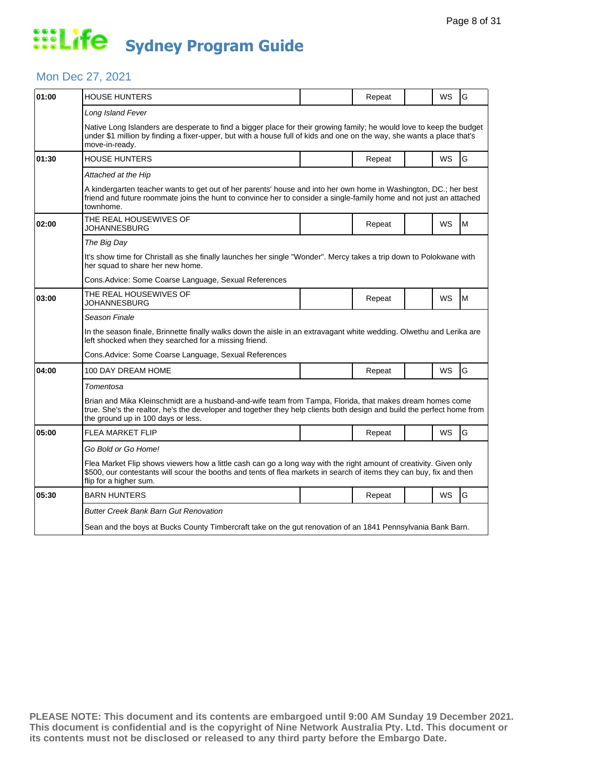# Sydney Program Guide

## Mon Dec 27, 2021

| Time | Program | | Status | | Format | Rating |
|---|---|---|---|---|---|---|
| 01:00 | HOUSE HUNTERS | | Repeat | | WS | G |
| | *Long Island Fever* | | | | | |
| | Native Long Islanders are desperate to find a bigger place for their growing family; he would love to keep the budget under $1 million by finding a fixer-upper, but with a house full of kids and one on the way, she wants a place that's move-in-ready. | | | | | |
| 01:30 | HOUSE HUNTERS | | Repeat | | WS | G |
| | *Attached at the Hip* | | | | | |
| | A kindergarten teacher wants to get out of her parents' house and into her own home in Washington, DC.; her best friend and future roommate joins the hunt to convince her to consider a single-family home and not just an attached townhome. | | | | | |
| 02:00 | THE REAL HOUSEWIVES OF JOHANNESBURG | | Repeat | | WS | M |
| | *The Big Day* | | | | | |
| | It's show time for Christall as she finally launches her single "Wonder". Mercy takes a trip down to Polokwane with her squad to share her new home. | | | | | |
| | Cons.Advice: Some Coarse Language, Sexual References | | | | | |
| 03:00 | THE REAL HOUSEWIVES OF JOHANNESBURG | | Repeat | | WS | M |
| | *Season Finale* | | | | | |
| | In the season finale, Brinnette finally walks down the aisle in an extravagant white wedding. Olwethu and Lerika are left shocked when they searched for a missing friend. | | | | | |
| | Cons.Advice: Some Coarse Language, Sexual References | | | | | |
| 04:00 | 100 DAY DREAM HOME | | Repeat | | WS | G |
| | *Tomentosa* | | | | | |
| | Brian and Mika Kleinschmidt are a husband-and-wife team from Tampa, Florida, that makes dream homes come true. She's the realtor, he's the developer and together they help clients both design and build the perfect home from the ground up in 100 days or less. | | | | | |
| 05:00 | FLEA MARKET FLIP | | Repeat | | WS | G |
| | *Go Bold or Go Home!* | | | | | |
| | Flea Market Flip shows viewers how a little cash can go a long way with the right amount of creativity. Given only $500, our contestants will scour the booths and tents of flea markets in search of items they can buy, fix and then flip for a higher sum. | | | | | |
| 05:30 | BARN HUNTERS | | Repeat | | WS | G |
| | *Butter Creek Bank Barn Gut Renovation* | | | | | |
| | Sean and the boys at Bucks County Timbercraft take on the gut renovation of an 1841 Pennsylvania Bank Barn. | | | | | |

**PLEASE NOTE: This document and its contents are embargoed until 9:00 AM Sunday 19 December 2021. This document is confidential and is the copyright of Nine Network Australia Pty. Ltd. This document or its contents must not be disclosed or released to any third party before the Embargo Date.**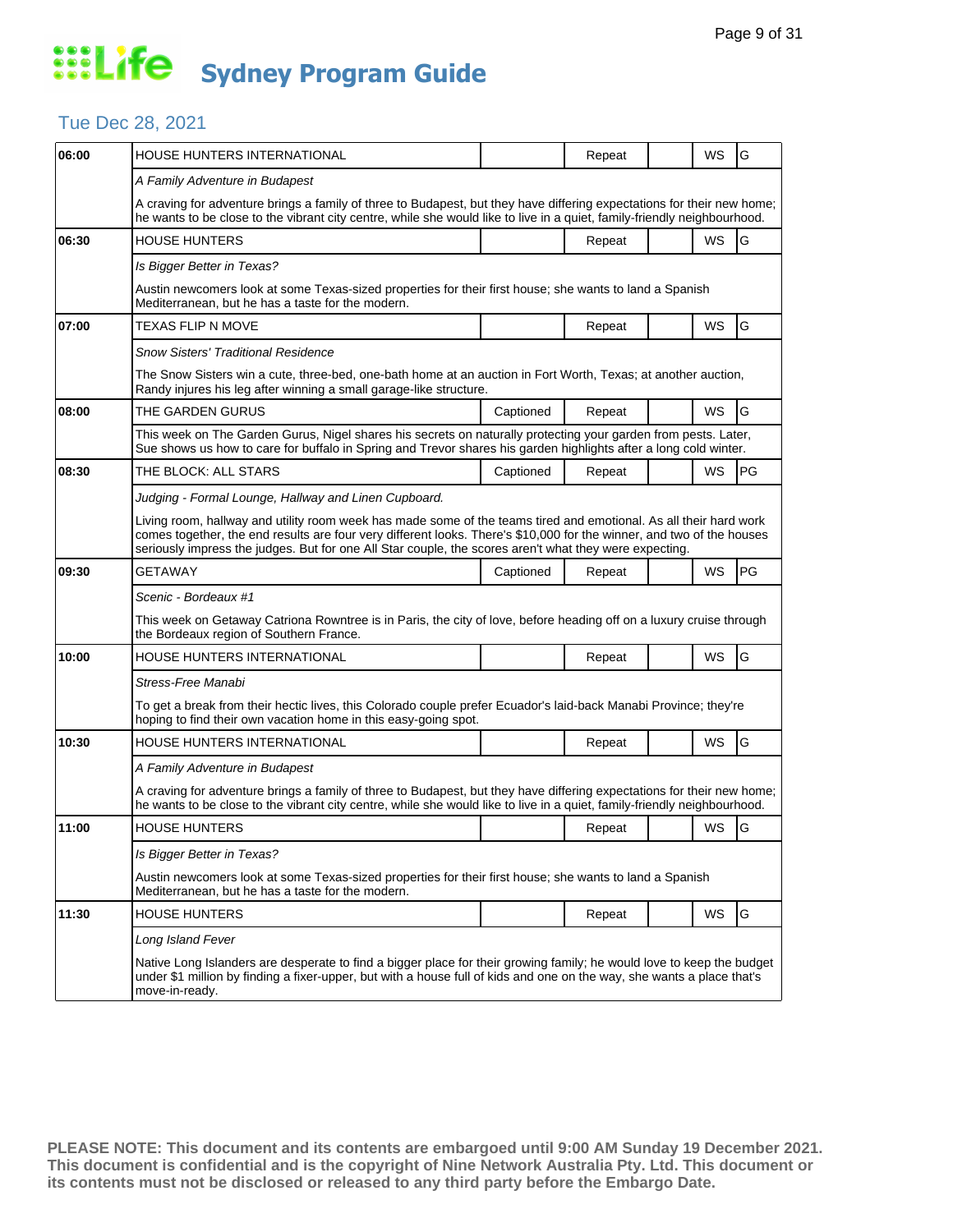# Life Sydney Program Guide

## Tue Dec 28, 2021

| Time | Program | Captioned | Repeat | | WS | Rating |
|---|---|---|---|---|---|---|
| 06:00 | HOUSE HUNTERS INTERNATIONAL | | Repeat | | WS | G |
| | *A Family Adventure in Budapest* | | | | | |
| | A craving for adventure brings a family of three to Budapest, but they have differing expectations for their new home; he wants to be close to the vibrant city centre, while she would like to live in a quiet, family-friendly neighbourhood. | | | | | |
| 06:30 | HOUSE HUNTERS | | Repeat | | WS | G |
| | *Is Bigger Better in Texas?* | | | | | |
| | Austin newcomers look at some Texas-sized properties for their first house; she wants to land a Spanish Mediterranean, but he has a taste for the modern. | | | | | |
| 07:00 | TEXAS FLIP N MOVE | | Repeat | | WS | G |
| | *Snow Sisters' Traditional Residence* | | | | | |
| | The Snow Sisters win a cute, three-bed, one-bath home at an auction in Fort Worth, Texas; at another auction, Randy injures his leg after winning a small garage-like structure. | | | | | |
| 08:00 | THE GARDEN GURUS | Captioned | Repeat | | WS | G |
| | This week on The Garden Gurus, Nigel shares his secrets on naturally protecting your garden from pests. Later, Sue shows us how to care for buffalo in Spring and Trevor shares his garden highlights after a long cold winter. | | | | | |
| 08:30 | THE BLOCK: ALL STARS | Captioned | Repeat | | WS | PG |
| | *Judging - Formal Lounge, Hallway and Linen Cupboard.* | | | | | |
| | Living room, hallway and utility room week has made some of the teams tired and emotional. As all their hard work comes together, the end results are four very different looks. There's $10,000 for the winner, and two of the houses seriously impress the judges. But for one All Star couple, the scores aren't what they were expecting. | | | | | |
| 09:30 | GETAWAY | Captioned | Repeat | | WS | PG |
| | *Scenic - Bordeaux #1* | | | | | |
| | This week on Getaway Catriona Rowntree is in Paris, the city of love, before heading off on a luxury cruise through the Bordeaux region of Southern France. | | | | | |
| 10:00 | HOUSE HUNTERS INTERNATIONAL | | Repeat | | WS | G |
| | *Stress-Free Manabi* | | | | | |
| | To get a break from their hectic lives, this Colorado couple prefer Ecuador's laid-back Manabi Province; they're hoping to find their own vacation home in this easy-going spot. | | | | | |
| 10:30 | HOUSE HUNTERS INTERNATIONAL | | Repeat | | WS | G |
| | *A Family Adventure in Budapest* | | | | | |
| | A craving for adventure brings a family of three to Budapest, but they have differing expectations for their new home; he wants to be close to the vibrant city centre, while she would like to live in a quiet, family-friendly neighbourhood. | | | | | |
| 11:00 | HOUSE HUNTERS | | Repeat | | WS | G |
| | *Is Bigger Better in Texas?* | | | | | |
| | Austin newcomers look at some Texas-sized properties for their first house; she wants to land a Spanish Mediterranean, but he has a taste for the modern. | | | | | |
| 11:30 | HOUSE HUNTERS | | Repeat | | WS | G |
| | *Long Island Fever* | | | | | |
| | Native Long Islanders are desperate to find a bigger place for their growing family; he would love to keep the budget under $1 million by finding a fixer-upper, but with a house full of kids and one on the way, she wants a place that's move-in-ready. | | | | | |

**PLEASE NOTE: This document and its contents are embargoed until 9:00 AM Sunday 19 December 2021. This document is confidential and is the copyright of Nine Network Australia Pty. Ltd. This document or its contents must not be disclosed or released to any third party before the Embargo Date.**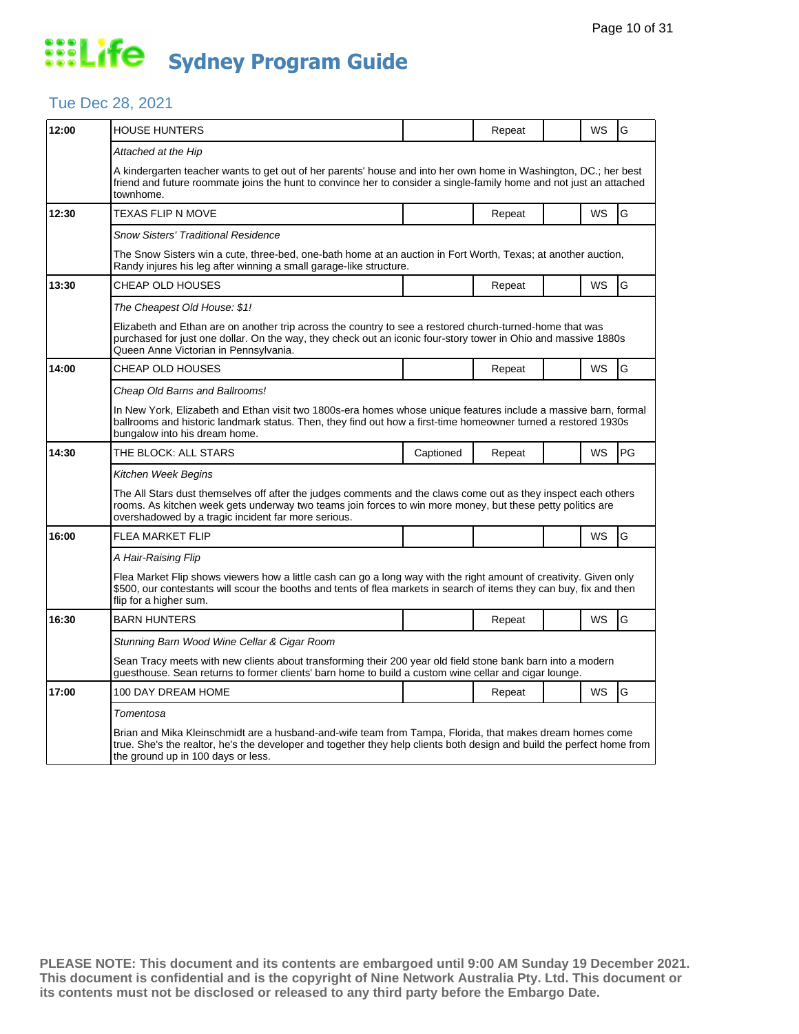# Life Sydney Program Guide

## Tue Dec 28, 2021

| Time | Program | Captioned | Repeat | | WS | Rating |
|---|---|---|---|---|---|---|
| 12:00 | HOUSE HUNTERS | | Repeat | | WS | G |
| | *Attached at the Hip* | | | | | |
| | A kindergarten teacher wants to get out of her parents' house and into her own home in Washington, DC.; her best friend and future roommate joins the hunt to convince her to consider a single-family home and not just an attached townhome. | | | | | |
| 12:30 | TEXAS FLIP N MOVE | | Repeat | | WS | G |
| | *Snow Sisters' Traditional Residence* | | | | | |
| | The Snow Sisters win a cute, three-bed, one-bath home at an auction in Fort Worth, Texas; at another auction, Randy injures his leg after winning a small garage-like structure. | | | | | |
| 13:30 | CHEAP OLD HOUSES | | Repeat | | WS | G |
| | *The Cheapest Old House: $1!* | | | | | |
| | Elizabeth and Ethan are on another trip across the country to see a restored church-turned-home that was purchased for just one dollar. On the way, they check out an iconic four-story tower in Ohio and massive 1880s Queen Anne Victorian in Pennsylvania. | | | | | |
| 14:00 | CHEAP OLD HOUSES | | Repeat | | WS | G |
| | *Cheap Old Barns and Ballrooms!* | | | | | |
| | In New York, Elizabeth and Ethan visit two 1800s-era homes whose unique features include a massive barn, formal ballrooms and historic landmark status. Then, they find out how a first-time homeowner turned a restored 1930s bungalow into his dream home. | | | | | |
| 14:30 | THE BLOCK: ALL STARS | Captioned | Repeat | | WS | PG |
| | *Kitchen Week Begins* | | | | | |
| | The All Stars dust themselves off after the judges comments and the claws come out as they inspect each others rooms. As kitchen week gets underway two teams join forces to win more money, but these petty politics are overshadowed by a tragic incident far more serious. | | | | | |
| 16:00 | FLEA MARKET FLIP | | | | WS | G |
| | *A Hair-Raising Flip* | | | | | |
| | Flea Market Flip shows viewers how a little cash can go a long way with the right amount of creativity. Given only $500, our contestants will scour the booths and tents of flea markets in search of items they can buy, fix and then flip for a higher sum. | | | | | |
| 16:30 | BARN HUNTERS | | Repeat | | WS | G |
| | *Stunning Barn Wood Wine Cellar & Cigar Room* | | | | | |
| | Sean Tracy meets with new clients about transforming their 200 year old field stone bank barn into a modern guesthouse. Sean returns to former clients' barn home to build a custom wine cellar and cigar lounge. | | | | | |
| 17:00 | 100 DAY DREAM HOME | | Repeat | | WS | G |
| | *Tomentosa* | | | | | |
| | Brian and Mika Kleinschmidt are a husband-and-wife team from Tampa, Florida, that makes dream homes come true. She's the realtor, he's the developer and together they help clients both design and build the perfect home from the ground up in 100 days or less. | | | | | |

**PLEASE NOTE: This document and its contents are embargoed until 9:00 AM Sunday 19 December 2021. This document is confidential and is the copyright of Nine Network Australia Pty. Ltd. This document or its contents must not be disclosed or released to any third party before the Embargo Date.**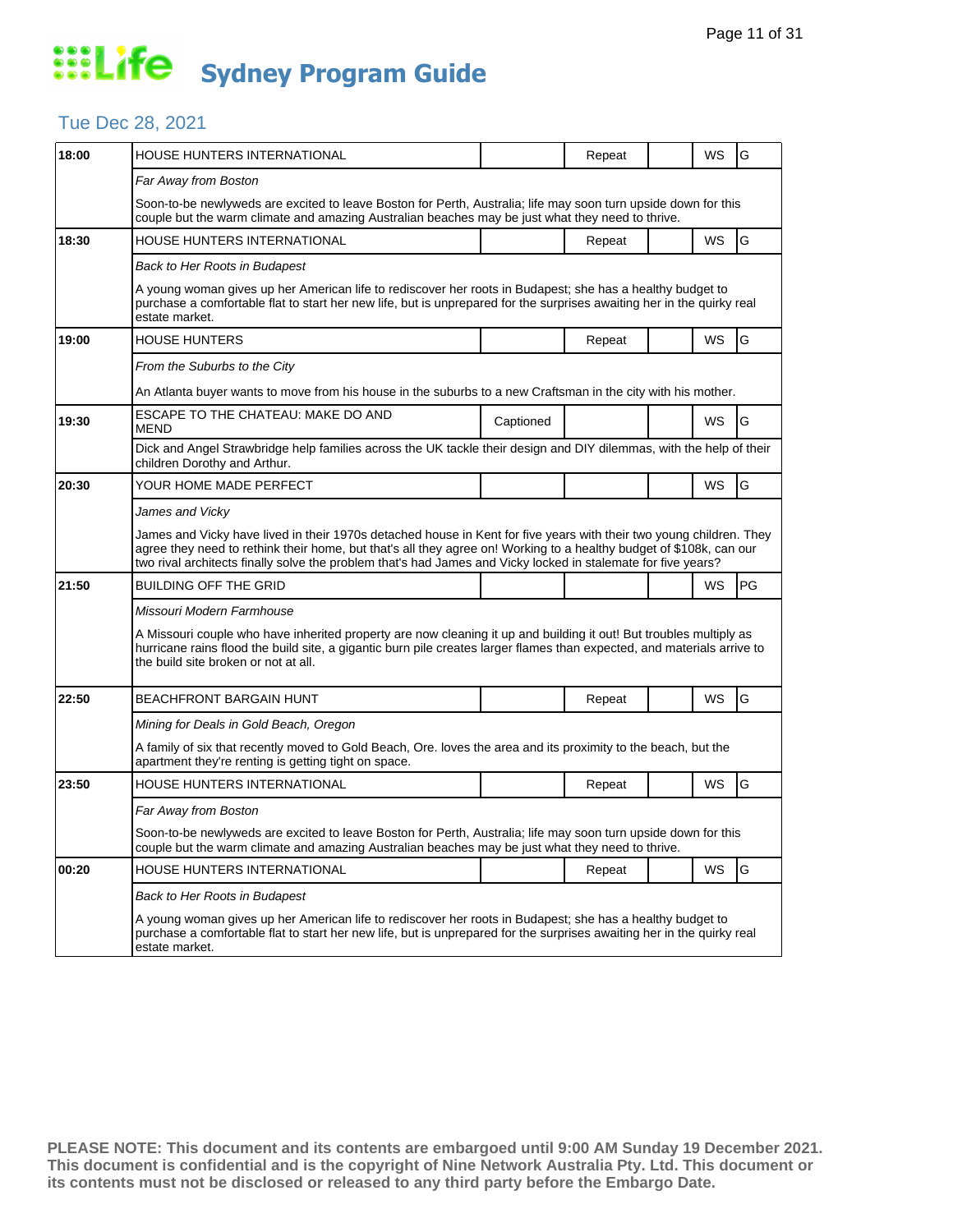# Life Sydney Program Guide

## Tue Dec 28, 2021

| Time | Program | Captioned | Repeat | | WS | Rating |
|---|---|---|---|---|---|---|
| 18:00 | HOUSE HUNTERS INTERNATIONAL | | Repeat | | WS | G |
| | *Far Away from Boston* | | | | | |
| | Soon-to-be newlyweds are excited to leave Boston for Perth, Australia; life may soon turn upside down for this couple but the warm climate and amazing Australian beaches may be just what they need to thrive. | | | | | |
| 18:30 | HOUSE HUNTERS INTERNATIONAL | | Repeat | | WS | G |
| | *Back to Her Roots in Budapest* | | | | | |
| | A young woman gives up her American life to rediscover her roots in Budapest; she has a healthy budget to purchase a comfortable flat to start her new life, but is unprepared for the surprises awaiting her in the quirky real estate market. | | | | | |
| 19:00 | HOUSE HUNTERS | | Repeat | | WS | G |
| | *From the Suburbs to the City* | | | | | |
| | An Atlanta buyer wants to move from his house in the suburbs to a new Craftsman in the city with his mother. | | | | | |
| 19:30 | ESCAPE TO THE CHATEAU: MAKE DO AND MEND | Captioned | | | WS | G |
| | Dick and Angel Strawbridge help families across the UK tackle their design and DIY dilemmas, with the help of their children Dorothy and Arthur. | | | | | |
| 20:30 | YOUR HOME MADE PERFECT | | | | WS | G |
| | *James and Vicky* | | | | | |
| | James and Vicky have lived in their 1970s detached house in Kent for five years with their two young children. They agree they need to rethink their home, but that's all they agree on! Working to a healthy budget of $108k, can our two rival architects finally solve the problem that's had James and Vicky locked in stalemate for five years? | | | | | |
| 21:50 | BUILDING OFF THE GRID | | | | WS | PG |
| | *Missouri Modern Farmhouse* | | | | | |
| | A Missouri couple who have inherited property are now cleaning it up and building it out! But troubles multiply as hurricane rains flood the build site, a gigantic burn pile creates larger flames than expected, and materials arrive to the build site broken or not at all. | | | | | |
| 22:50 | BEACHFRONT BARGAIN HUNT | | Repeat | | WS | G |
| | *Mining for Deals in Gold Beach, Oregon* | | | | | |
| | A family of six that recently moved to Gold Beach, Ore. loves the area and its proximity to the beach, but the apartment they're renting is getting tight on space. | | | | | |
| 23:50 | HOUSE HUNTERS INTERNATIONAL | | Repeat | | WS | G |
| | *Far Away from Boston* | | | | | |
| | Soon-to-be newlyweds are excited to leave Boston for Perth, Australia; life may soon turn upside down for this couple but the warm climate and amazing Australian beaches may be just what they need to thrive. | | | | | |
| 00:20 | HOUSE HUNTERS INTERNATIONAL | | Repeat | | WS | G |
| | *Back to Her Roots in Budapest* | | | | | |
| | A young woman gives up her American life to rediscover her roots in Budapest; she has a healthy budget to purchase a comfortable flat to start her new life, but is unprepared for the surprises awaiting her in the quirky real estate market. | | | | | |

**PLEASE NOTE: This document and its contents are embargoed until 9:00 AM Sunday 19 December 2021. This document is confidential and is the copyright of Nine Network Australia Pty. Ltd. This document or its contents must not be disclosed or released to any third party before the Embargo Date.**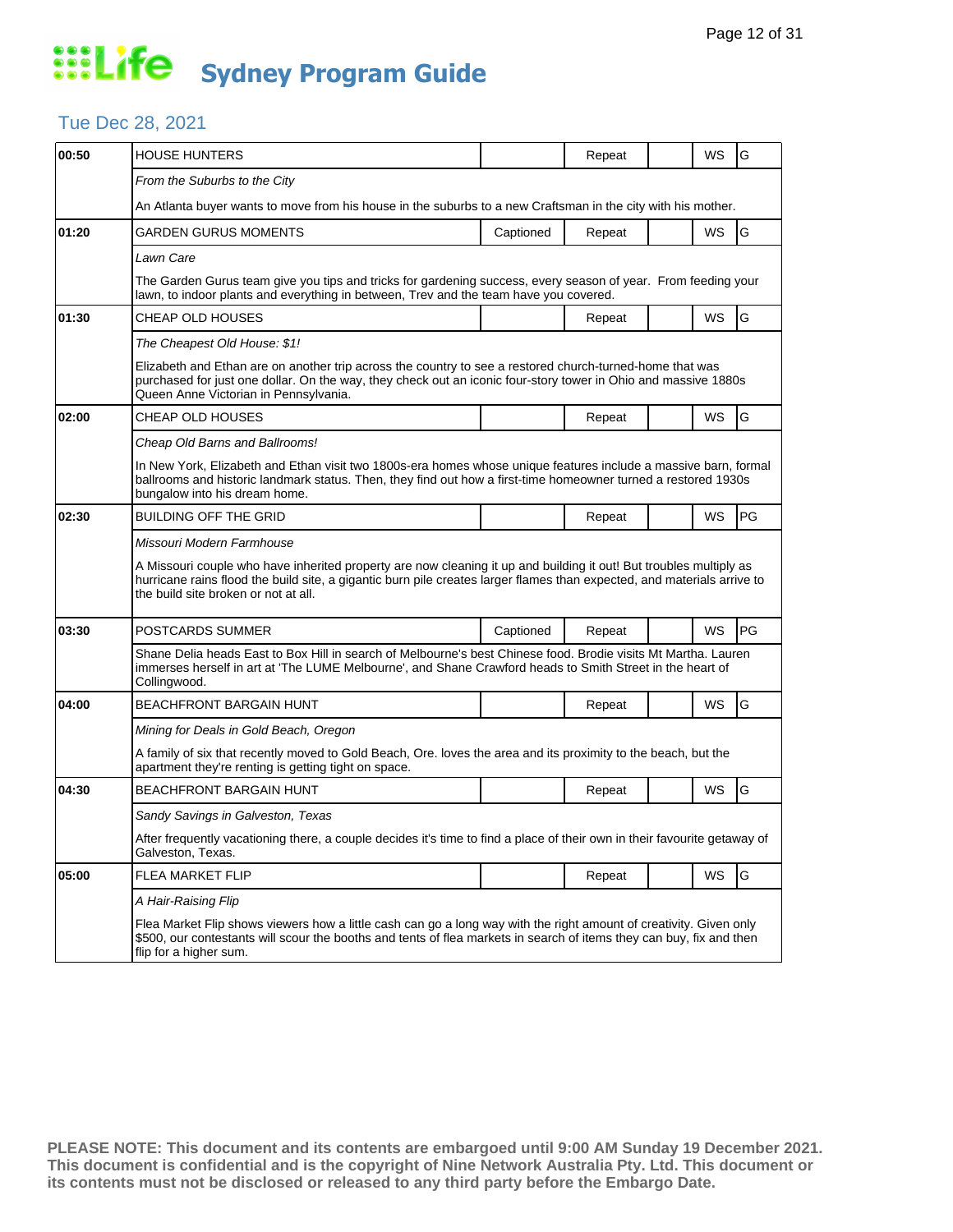# Life Sydney Program Guide

## Tue Dec 28, 2021

| Time | Program | Captioned | Repeat | | WS | Rating |
|---|---|---|---|---|---|---|
| 00:50 | HOUSE HUNTERS | | Repeat | | WS | G |
| | *From the Suburbs to the City* | | | | | |
| | An Atlanta buyer wants to move from his house in the suburbs to a new Craftsman in the city with his mother. | | | | | |
| 01:20 | GARDEN GURUS MOMENTS | Captioned | Repeat | | WS | G |
| | *Lawn Care* | | | | | |
| | The Garden Gurus team give you tips and tricks for gardening success, every season of year. From feeding your lawn, to indoor plants and everything in between, Trev and the team have you covered. | | | | | |
| 01:30 | CHEAP OLD HOUSES | | Repeat | | WS | G |
| | *The Cheapest Old House: $1!* | | | | | |
| | Elizabeth and Ethan are on another trip across the country to see a restored church-turned-home that was purchased for just one dollar. On the way, they check out an iconic four-story tower in Ohio and massive 1880s Queen Anne Victorian in Pennsylvania. | | | | | |
| 02:00 | CHEAP OLD HOUSES | | Repeat | | WS | G |
| | *Cheap Old Barns and Ballrooms!* | | | | | |
| | In New York, Elizabeth and Ethan visit two 1800s-era homes whose unique features include a massive barn, formal ballrooms and historic landmark status. Then, they find out how a first-time homeowner turned a restored 1930s bungalow into his dream home. | | | | | |
| 02:30 | BUILDING OFF THE GRID | | Repeat | | WS | PG |
| | *Missouri Modern Farmhouse* | | | | | |
| | A Missouri couple who have inherited property are now cleaning it up and building it out! But troubles multiply as hurricane rains flood the build site, a gigantic burn pile creates larger flames than expected, and materials arrive to the build site broken or not at all. | | | | | |
| 03:30 | POSTCARDS SUMMER | Captioned | Repeat | | WS | PG |
| | Shane Delia heads East to Box Hill in search of Melbourne's best Chinese food. Brodie visits Mt Martha. Lauren immerses herself in art at 'The LUME Melbourne', and Shane Crawford heads to Smith Street in the heart of Collingwood. | | | | | |
| 04:00 | BEACHFRONT BARGAIN HUNT | | Repeat | | WS | G |
| | *Mining for Deals in Gold Beach, Oregon* | | | | | |
| | A family of six that recently moved to Gold Beach, Ore. loves the area and its proximity to the beach, but the apartment they're renting is getting tight on space. | | | | | |
| 04:30 | BEACHFRONT BARGAIN HUNT | | Repeat | | WS | G |
| | *Sandy Savings in Galveston, Texas* | | | | | |
| | After frequently vacationing there, a couple decides it's time to find a place of their own in their favourite getaway of Galveston, Texas. | | | | | |
| 05:00 | FLEA MARKET FLIP | | Repeat | | WS | G |
| | *A Hair-Raising Flip* | | | | | |
| | Flea Market Flip shows viewers how a little cash can go a long way with the right amount of creativity. Given only $500, our contestants will scour the booths and tents of flea markets in search of items they can buy, fix and then flip for a higher sum. | | | | | |

**PLEASE NOTE: This document and its contents are embargoed until 9:00 AM Sunday 19 December 2021. This document is confidential and is the copyright of Nine Network Australia Pty. Ltd. This document or its contents must not be disclosed or released to any third party before the Embargo Date.**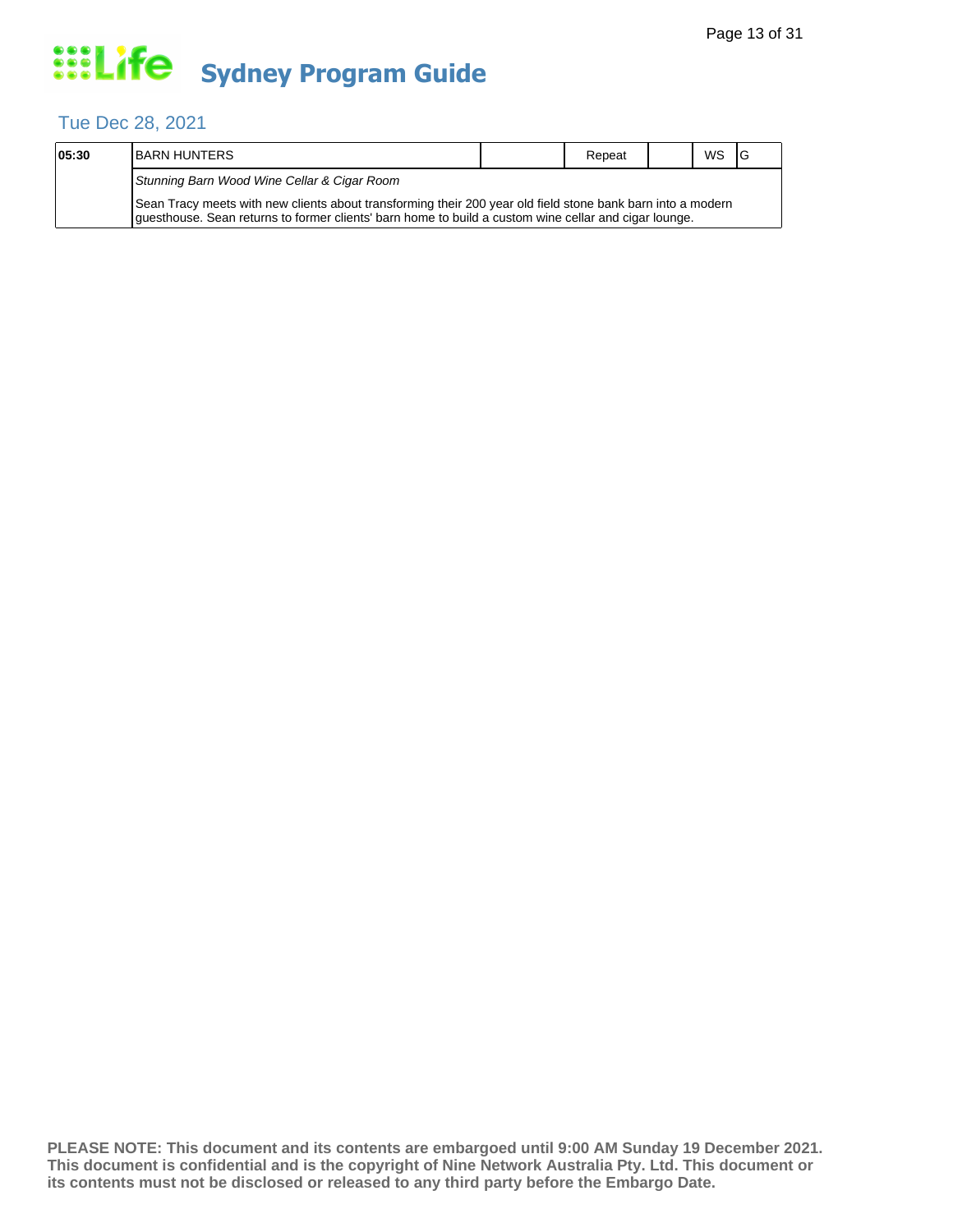# Sydney Program Guide

## Tue Dec 28, 2021

| 05:30 | BARN HUNTERS | | Repeat | | WS | G |
|---|---|---|---|---|---|---|
| | *Stunning Barn Wood Wine Cellar & Cigar Room* | | | | | |
| | Sean Tracy meets with new clients about transforming their 200 year old field stone bank barn into a modern guesthouse. Sean returns to former clients' barn home to build a custom wine cellar and cigar lounge. | | | | | |

**PLEASE NOTE: This document and its contents are embargoed until 9:00 AM Sunday 19 December 2021. This document is confidential and is the copyright of Nine Network Australia Pty. Ltd. This document or its contents must not be disclosed or released to any third party before the Embargo Date.**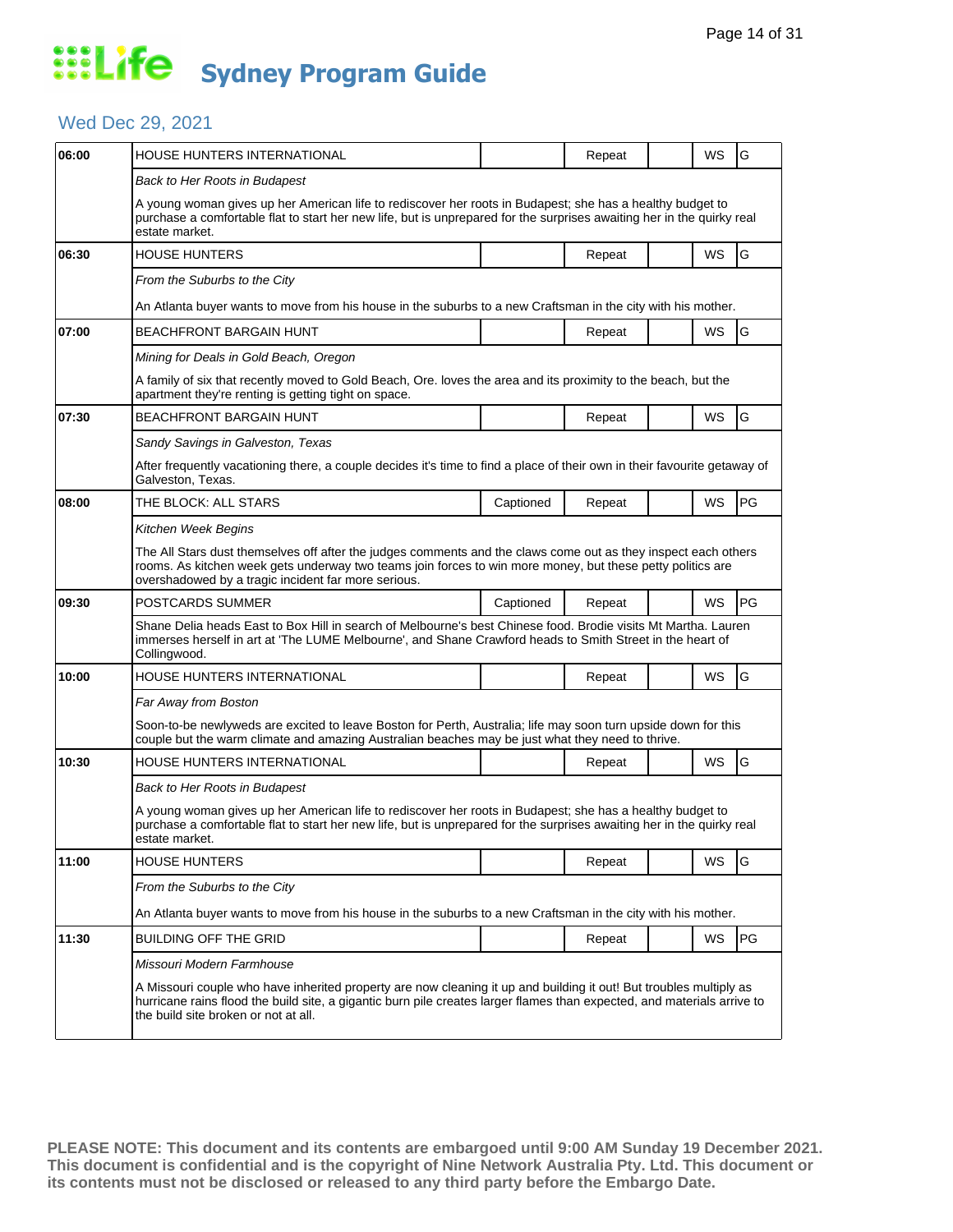# Life Sydney Program Guide

## Wed Dec 29, 2021

| Time | Program | Captioned | Repeat | | WS | Rating |
|---|---|---|---|---|---|---|
| 06:00 | HOUSE HUNTERS INTERNATIONAL | | Repeat | | WS | G |
| | *Back to Her Roots in Budapest* | | | | | |
| | A young woman gives up her American life to rediscover her roots in Budapest; she has a healthy budget to purchase a comfortable flat to start her new life, but is unprepared for the surprises awaiting her in the quirky real estate market. | | | | | |
| 06:30 | HOUSE HUNTERS | | Repeat | | WS | G |
| | *From the Suburbs to the City* | | | | | |
| | An Atlanta buyer wants to move from his house in the suburbs to a new Craftsman in the city with his mother. | | | | | |
| 07:00 | BEACHFRONT BARGAIN HUNT | | Repeat | | WS | G |
| | *Mining for Deals in Gold Beach, Oregon* | | | | | |
| | A family of six that recently moved to Gold Beach, Ore. loves the area and its proximity to the beach, but the apartment they're renting is getting tight on space. | | | | | |
| 07:30 | BEACHFRONT BARGAIN HUNT | | Repeat | | WS | G |
| | *Sandy Savings in Galveston, Texas* | | | | | |
| | After frequently vacationing there, a couple decides it's time to find a place of their own in their favourite getaway of Galveston, Texas. | | | | | |
| 08:00 | THE BLOCK: ALL STARS | Captioned | Repeat | | WS | PG |
| | *Kitchen Week Begins* | | | | | |
| | The All Stars dust themselves off after the judges comments and the claws come out as they inspect each others rooms. As kitchen week gets underway two teams join forces to win more money, but these petty politics are overshadowed by a tragic incident far more serious. | | | | | |
| 09:30 | POSTCARDS SUMMER | Captioned | Repeat | | WS | PG |
| | Shane Delia heads East to Box Hill in search of Melbourne's best Chinese food. Brodie visits Mt Martha. Lauren immerses herself in art at 'The LUME Melbourne', and Shane Crawford heads to Smith Street in the heart of Collingwood. | | | | | |
| 10:00 | HOUSE HUNTERS INTERNATIONAL | | Repeat | | WS | G |
| | *Far Away from Boston* | | | | | |
| | Soon-to-be newlyweds are excited to leave Boston for Perth, Australia; life may soon turn upside down for this couple but the warm climate and amazing Australian beaches may be just what they need to thrive. | | | | | |
| 10:30 | HOUSE HUNTERS INTERNATIONAL | | Repeat | | WS | G |
| | *Back to Her Roots in Budapest* | | | | | |
| | A young woman gives up her American life to rediscover her roots in Budapest; she has a healthy budget to purchase a comfortable flat to start her new life, but is unprepared for the surprises awaiting her in the quirky real estate market. | | | | | |
| 11:00 | HOUSE HUNTERS | | Repeat | | WS | G |
| | *From the Suburbs to the City* | | | | | |
| | An Atlanta buyer wants to move from his house in the suburbs to a new Craftsman in the city with his mother. | | | | | |
| 11:30 | BUILDING OFF THE GRID | | Repeat | | WS | PG |
| | *Missouri Modern Farmhouse* | | | | | |
| | A Missouri couple who have inherited property are now cleaning it up and building it out! But troubles multiply as hurricane rains flood the build site, a gigantic burn pile creates larger flames than expected, and materials arrive to the build site broken or not at all. | | | | | |

**PLEASE NOTE: This document and its contents are embargoed until 9:00 AM Sunday 19 December 2021. This document is confidential and is the copyright of Nine Network Australia Pty. Ltd. This document or its contents must not be disclosed or released to any third party before the Embargo Date.**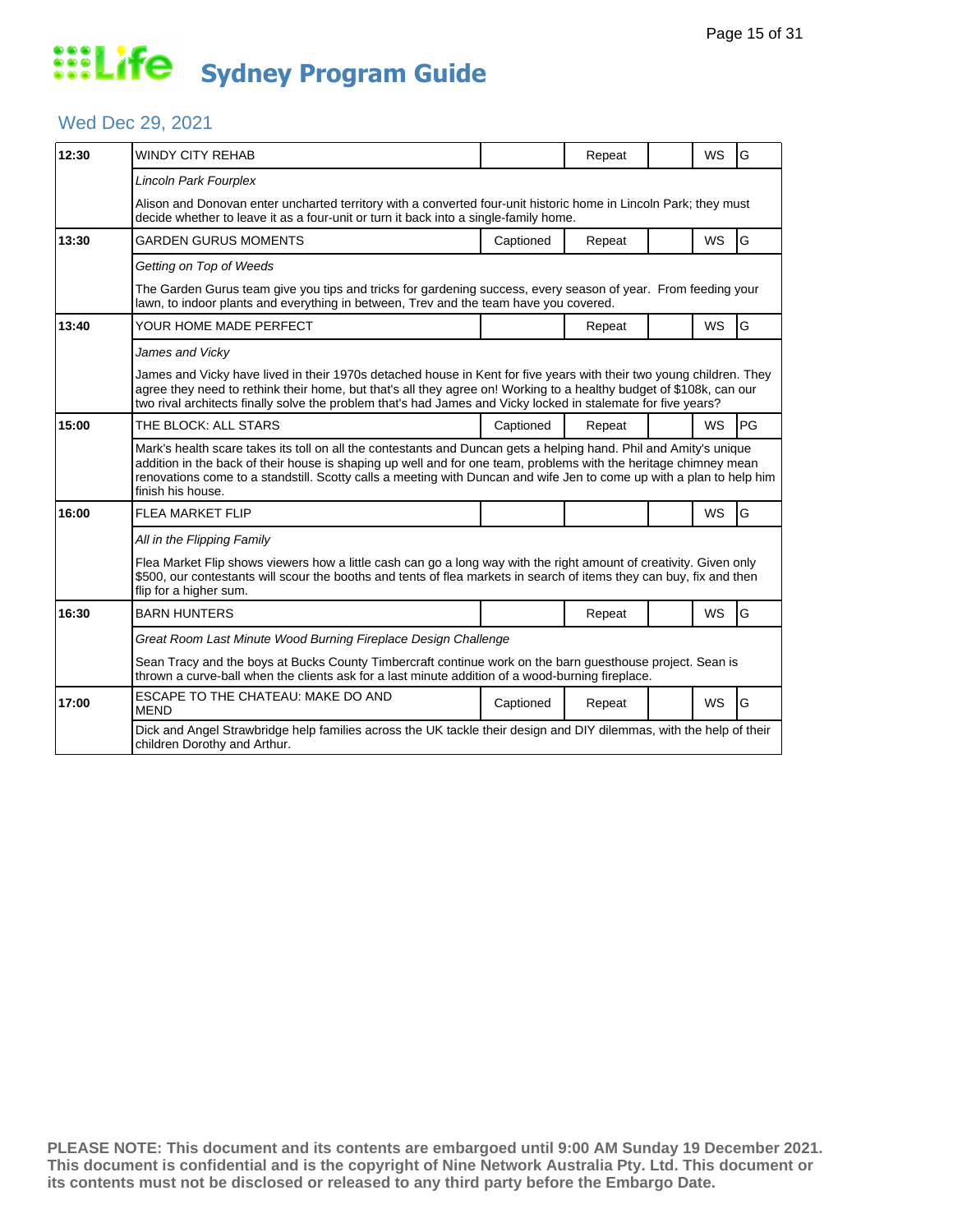# Life Sydney Program Guide

## Wed Dec 29, 2021

| Time | Program | Captioned | Repeat | | WS | Rating |
|---|---|---|---|---|---|---|
| 12:30 | WINDY CITY REHAB | | Repeat | | WS | G |
| | *Lincoln Park Fourplex* | | | | | |
| | Alison and Donovan enter uncharted territory with a converted four-unit historic home in Lincoln Park; they must decide whether to leave it as a four-unit or turn it back into a single-family home. | | | | | |
| 13:30 | GARDEN GURUS MOMENTS | Captioned | Repeat | | WS | G |
| | *Getting on Top of Weeds* | | | | | |
| | The Garden Gurus team give you tips and tricks for gardening success, every season of year. From feeding your lawn, to indoor plants and everything in between, Trev and the team have you covered. | | | | | |
| 13:40 | YOUR HOME MADE PERFECT | | Repeat | | WS | G |
| | *James and Vicky* | | | | | |
| | James and Vicky have lived in their 1970s detached house in Kent for five years with their two young children. They agree they need to rethink their home, but that's all they agree on! Working to a healthy budget of $108k, can our two rival architects finally solve the problem that's had James and Vicky locked in stalemate for five years? | | | | | |
| 15:00 | THE BLOCK: ALL STARS | Captioned | Repeat | | WS | PG |
| | Mark's health scare takes its toll on all the contestants and Duncan gets a helping hand. Phil and Amity's unique addition in the back of their house is shaping up well and for one team, problems with the heritage chimney mean renovations come to a standstill. Scotty calls a meeting with Duncan and wife Jen to come up with a plan to help him finish his house. | | | | | |
| 16:00 | FLEA MARKET FLIP | | | | WS | G |
| | *All in the Flipping Family* | | | | | |
| | Flea Market Flip shows viewers how a little cash can go a long way with the right amount of creativity. Given only $500, our contestants will scour the booths and tents of flea markets in search of items they can buy, fix and then flip for a higher sum. | | | | | |
| 16:30 | BARN HUNTERS | | Repeat | | WS | G |
| | *Great Room Last Minute Wood Burning Fireplace Design Challenge* | | | | | |
| | Sean Tracy and the boys at Bucks County Timbercraft continue work on the barn guesthouse project. Sean is thrown a curve-ball when the clients ask for a last minute addition of a wood-burning fireplace. | | | | | |
| 17:00 | ESCAPE TO THE CHATEAU: MAKE DO AND MEND | Captioned | Repeat | | WS | G |
| | Dick and Angel Strawbridge help families across the UK tackle their design and DIY dilemmas, with the help of their children Dorothy and Arthur. | | | | | |

**PLEASE NOTE: This document and its contents are embargoed until 9:00 AM Sunday 19 December 2021. This document is confidential and is the copyright of Nine Network Australia Pty. Ltd. This document or its contents must not be disclosed or released to any third party before the Embargo Date.**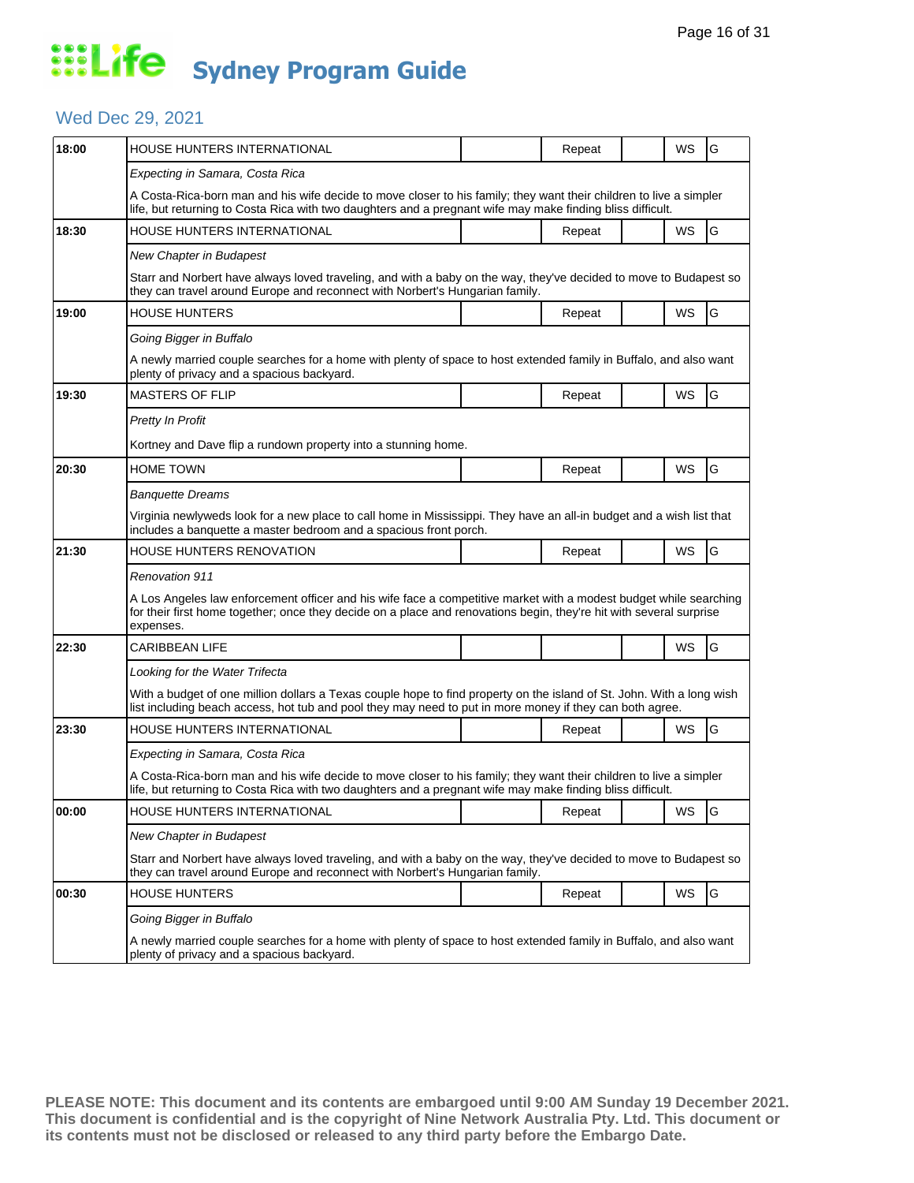# Life Sydney Program Guide

## Wed Dec 29, 2021

| Time | Program | | Repeat | | WS | Rating |
|---|---|---|---|---|---|---|
| 18:00 | HOUSE HUNTERS INTERNATIONAL | | Repeat | | WS | G |
| | *Expecting in Samara, Costa Rica* | | | | | |
| | A Costa-Rica-born man and his wife decide to move closer to his family; they want their children to live a simpler life, but returning to Costa Rica with two daughters and a pregnant wife may make finding bliss difficult. | | | | | |
| 18:30 | HOUSE HUNTERS INTERNATIONAL | | Repeat | | WS | G |
| | *New Chapter in Budapest* | | | | | |
| | Starr and Norbert have always loved traveling, and with a baby on the way, they've decided to move to Budapest so they can travel around Europe and reconnect with Norbert's Hungarian family. | | | | | |
| 19:00 | HOUSE HUNTERS | | Repeat | | WS | G |
| | *Going Bigger in Buffalo* | | | | | |
| | A newly married couple searches for a home with plenty of space to host extended family in Buffalo, and also want plenty of privacy and a spacious backyard. | | | | | |
| 19:30 | MASTERS OF FLIP | | Repeat | | WS | G |
| | *Pretty In Profit* | | | | | |
| | Kortney and Dave flip a rundown property into a stunning home. | | | | | |
| 20:30 | HOME TOWN | | Repeat | | WS | G |
| | *Banquette Dreams* | | | | | |
| | Virginia newlyweds look for a new place to call home in Mississippi. They have an all-in budget and a wish list that includes a banquette a master bedroom and a spacious front porch. | | | | | |
| 21:30 | HOUSE HUNTERS RENOVATION | | Repeat | | WS | G |
| | *Renovation 911* | | | | | |
| | A Los Angeles law enforcement officer and his wife face a competitive market with a modest budget while searching for their first home together; once they decide on a place and renovations begin, they're hit with several surprise expenses. | | | | | |
| 22:30 | CARIBBEAN LIFE | | | | WS | G |
| | *Looking for the Water Trifecta* | | | | | |
| | With a budget of one million dollars a Texas couple hope to find property on the island of St. John. With a long wish list including beach access, hot tub and pool they may need to put in more money if they can both agree. | | | | | |
| 23:30 | HOUSE HUNTERS INTERNATIONAL | | Repeat | | WS | G |
| | *Expecting in Samara, Costa Rica* | | | | | |
| | A Costa-Rica-born man and his wife decide to move closer to his family; they want their children to live a simpler life, but returning to Costa Rica with two daughters and a pregnant wife may make finding bliss difficult. | | | | | |
| 00:00 | HOUSE HUNTERS INTERNATIONAL | | Repeat | | WS | G |
| | *New Chapter in Budapest* | | | | | |
| | Starr and Norbert have always loved traveling, and with a baby on the way, they've decided to move to Budapest so they can travel around Europe and reconnect with Norbert's Hungarian family. | | | | | |
| 00:30 | HOUSE HUNTERS | | Repeat | | WS | G |
| | *Going Bigger in Buffalo* | | | | | |
| | A newly married couple searches for a home with plenty of space to host extended family in Buffalo, and also want plenty of privacy and a spacious backyard. | | | | | |

**PLEASE NOTE: This document and its contents are embargoed until 9:00 AM Sunday 19 December 2021. This document is confidential and is the copyright of Nine Network Australia Pty. Ltd. This document or its contents must not be disclosed or released to any third party before the Embargo Date.**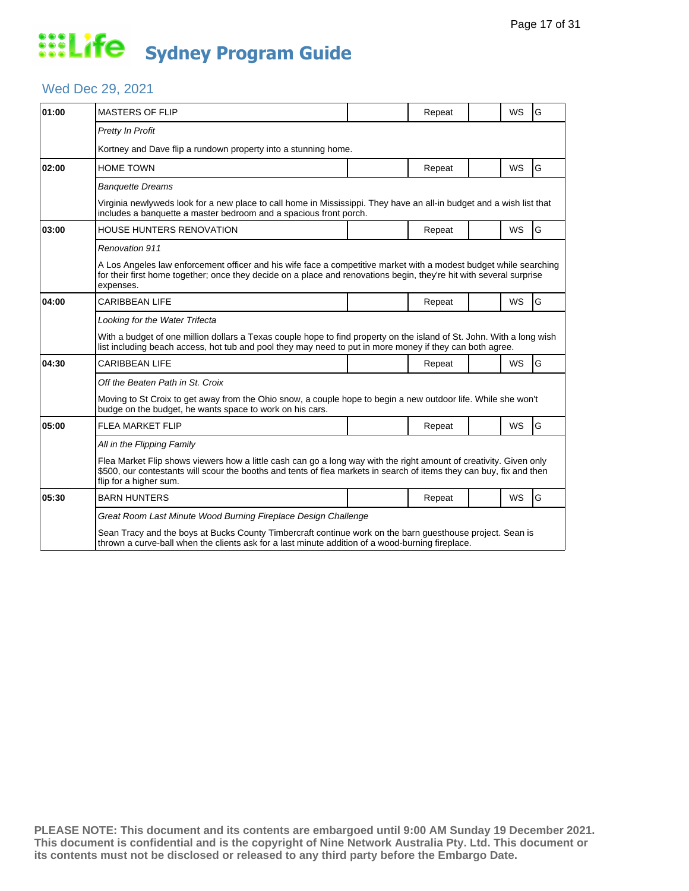# Life Sydney Program Guide

## Wed Dec 29, 2021

| Time | Program | | Status | | Format | Rating |
|---|---|---|---|---|---|---|
| 01:00 | MASTERS OF FLIP | | Repeat | | WS | G |
| | *Pretty In Profit* | | | | | |
| | Kortney and Dave flip a rundown property into a stunning home. | | | | | |
| 02:00 | HOME TOWN | | Repeat | | WS | G |
| | *Banquette Dreams* | | | | | |
| | Virginia newlyweds look for a new place to call home in Mississippi. They have an all-in budget and a wish list that includes a banquette a master bedroom and a spacious front porch. | | | | | |
| 03:00 | HOUSE HUNTERS RENOVATION | | Repeat | | WS | G |
| | *Renovation 911* | | | | | |
| | A Los Angeles law enforcement officer and his wife face a competitive market with a modest budget while searching for their first home together; once they decide on a place and renovations begin, they're hit with several surprise expenses. | | | | | |
| 04:00 | CARIBBEAN LIFE | | Repeat | | WS | G |
| | *Looking for the Water Trifecta* | | | | | |
| | With a budget of one million dollars a Texas couple hope to find property on the island of St. John. With a long wish list including beach access, hot tub and pool they may need to put in more money if they can both agree. | | | | | |
| 04:30 | CARIBBEAN LIFE | | Repeat | | WS | G |
| | *Off the Beaten Path in St. Croix* | | | | | |
| | Moving to St Croix to get away from the Ohio snow, a couple hope to begin a new outdoor life. While she won't budge on the budget, he wants space to work on his cars. | | | | | |
| 05:00 | FLEA MARKET FLIP | | Repeat | | WS | G |
| | *All in the Flipping Family* | | | | | |
| | Flea Market Flip shows viewers how a little cash can go a long way with the right amount of creativity. Given only $500, our contestants will scour the booths and tents of flea markets in search of items they can buy, fix and then flip for a higher sum. | | | | | |
| 05:30 | BARN HUNTERS | | Repeat | | WS | G |
| | *Great Room Last Minute Wood Burning Fireplace Design Challenge* | | | | | |
| | Sean Tracy and the boys at Bucks County Timbercraft continue work on the barn guesthouse project. Sean is thrown a curve-ball when the clients ask for a last minute addition of a wood-burning fireplace. | | | | | |

**PLEASE NOTE: This document and its contents are embargoed until 9:00 AM Sunday 19 December 2021. This document is confidential and is the copyright of Nine Network Australia Pty. Ltd. This document or its contents must not be disclosed or released to any third party before the Embargo Date.**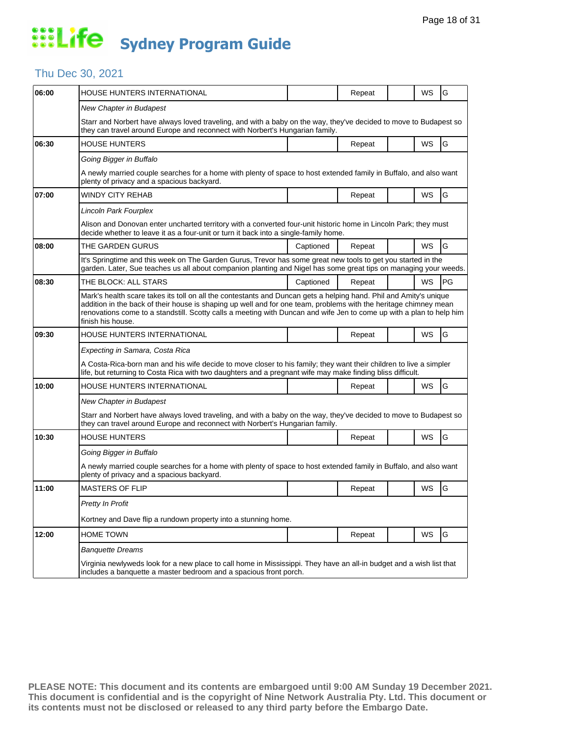# Life Sydney Program Guide

## Thu Dec 30, 2021

| Time | Program | Captioned | Repeat | | WS | Rating |
|---|---|---|---|---|---|---|
| 06:00 | HOUSE HUNTERS INTERNATIONAL | | Repeat | | WS | G |
| | *New Chapter in Budapest* | | | | | |
| | Starr and Norbert have always loved traveling, and with a baby on the way, they've decided to move to Budapest so they can travel around Europe and reconnect with Norbert's Hungarian family. | | | | | |
| 06:30 | HOUSE HUNTERS | | Repeat | | WS | G |
| | *Going Bigger in Buffalo* | | | | | |
| | A newly married couple searches for a home with plenty of space to host extended family in Buffalo, and also want plenty of privacy and a spacious backyard. | | | | | |
| 07:00 | WINDY CITY REHAB | | Repeat | | WS | G |
| | *Lincoln Park Fourplex* | | | | | |
| | Alison and Donovan enter uncharted territory with a converted four-unit historic home in Lincoln Park; they must decide whether to leave it as a four-unit or turn it back into a single-family home. | | | | | |
| 08:00 | THE GARDEN GURUS | Captioned | Repeat | | WS | G |
| | It's Springtime and this week on The Garden Gurus, Trevor has some great new tools to get you started in the garden. Later, Sue teaches us all about companion planting and Nigel has some great tips on managing your weeds. | | | | | |
| 08:30 | THE BLOCK: ALL STARS | Captioned | Repeat | | WS | PG |
| | Mark's health scare takes its toll on all the contestants and Duncan gets a helping hand. Phil and Amity's unique addition in the back of their house is shaping up well and for one team, problems with the heritage chimney mean renovations come to a standstill. Scotty calls a meeting with Duncan and wife Jen to come up with a plan to help him finish his house. | | | | | |
| 09:30 | HOUSE HUNTERS INTERNATIONAL | | Repeat | | WS | G |
| | *Expecting in Samara, Costa Rica* | | | | | |
| | A Costa-Rica-born man and his wife decide to move closer to his family; they want their children to live a simpler life, but returning to Costa Rica with two daughters and a pregnant wife may make finding bliss difficult. | | | | | |
| 10:00 | HOUSE HUNTERS INTERNATIONAL | | Repeat | | WS | G |
| | *New Chapter in Budapest* | | | | | |
| | Starr and Norbert have always loved traveling, and with a baby on the way, they've decided to move to Budapest so they can travel around Europe and reconnect with Norbert's Hungarian family. | | | | | |
| 10:30 | HOUSE HUNTERS | | Repeat | | WS | G |
| | *Going Bigger in Buffalo* | | | | | |
| | A newly married couple searches for a home with plenty of space to host extended family in Buffalo, and also want plenty of privacy and a spacious backyard. | | | | | |
| 11:00 | MASTERS OF FLIP | | Repeat | | WS | G |
| | *Pretty In Profit* | | | | | |
| | Kortney and Dave flip a rundown property into a stunning home. | | | | | |
| 12:00 | HOME TOWN | | Repeat | | WS | G |
| | *Banquette Dreams* | | | | | |
| | Virginia newlyweds look for a new place to call home in Mississippi. They have an all-in budget and a wish list that includes a banquette a master bedroom and a spacious front porch. | | | | | |

**PLEASE NOTE: This document and its contents are embargoed until 9:00 AM Sunday 19 December 2021. This document is confidential and is the copyright of Nine Network Australia Pty. Ltd. This document or its contents must not be disclosed or released to any third party before the Embargo Date.**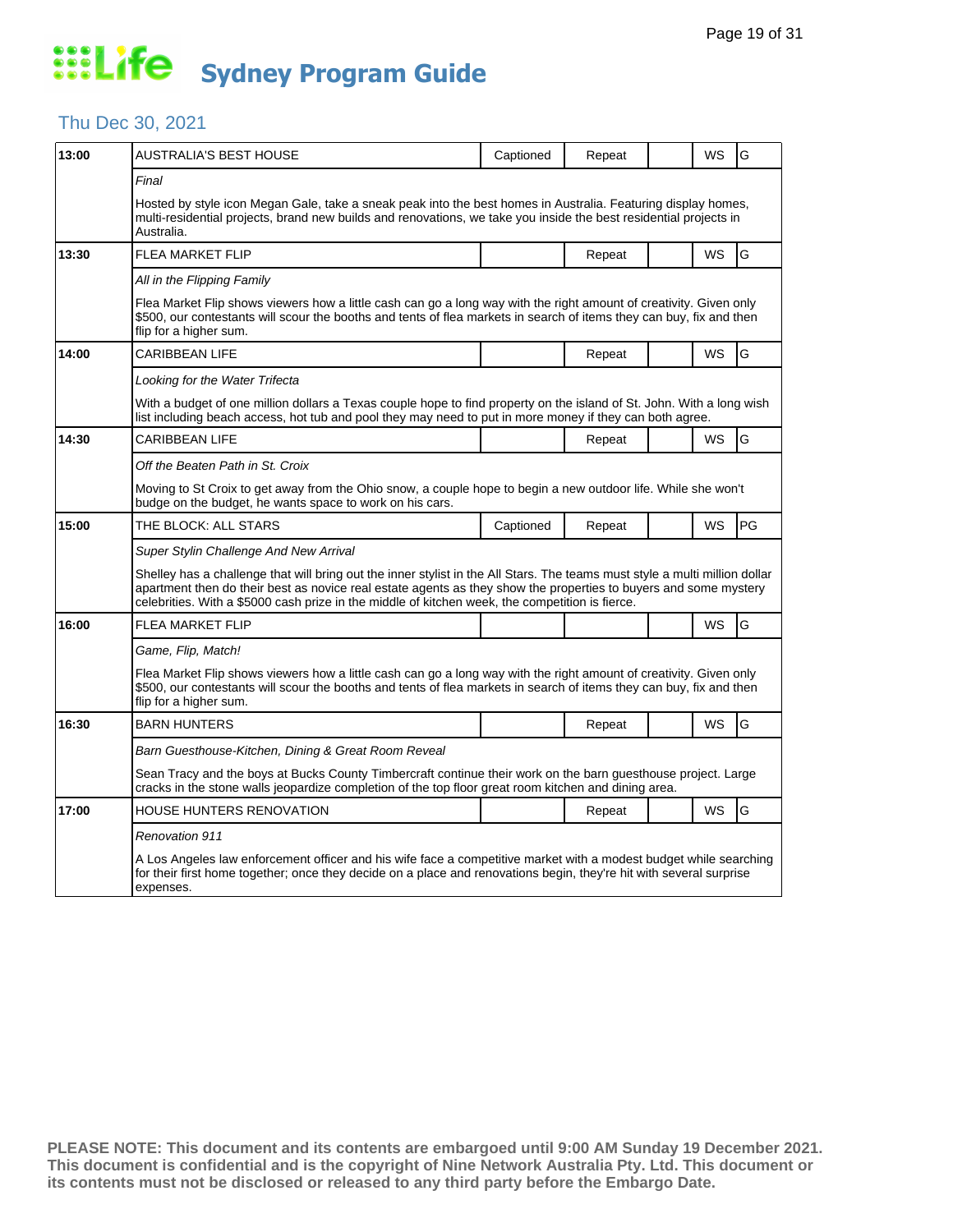# Life Sydney Program Guide

## Thu Dec 30, 2021

| Time | Program | Captioned | Repeat | | WS | Rating |
|---|---|---|---|---|---|---|
| 13:00 | AUSTRALIA'S BEST HOUSE | Captioned | Repeat | | WS | G |
| | *Final* | | | | | |
| | Hosted by style icon Megan Gale, take a sneak peak into the best homes in Australia. Featuring display homes, multi-residential projects, brand new builds and renovations, we take you inside the best residential projects in Australia. | | | | | |
| 13:30 | FLEA MARKET FLIP | | Repeat | | WS | G |
| | *All in the Flipping Family* | | | | | |
| | Flea Market Flip shows viewers how a little cash can go a long way with the right amount of creativity. Given only $500, our contestants will scour the booths and tents of flea markets in search of items they can buy, fix and then flip for a higher sum. | | | | | |
| 14:00 | CARIBBEAN LIFE | | Repeat | | WS | G |
| | *Looking for the Water Trifecta* | | | | | |
| | With a budget of one million dollars a Texas couple hope to find property on the island of St. John. With a long wish list including beach access, hot tub and pool they may need to put in more money if they can both agree. | | | | | |
| 14:30 | CARIBBEAN LIFE | | Repeat | | WS | G |
| | *Off the Beaten Path in St. Croix* | | | | | |
| | Moving to St Croix to get away from the Ohio snow, a couple hope to begin a new outdoor life. While she won't budge on the budget, he wants space to work on his cars. | | | | | |
| 15:00 | THE BLOCK: ALL STARS | Captioned | Repeat | | WS | PG |
| | *Super Stylin Challenge And New Arrival* | | | | | |
| | Shelley has a challenge that will bring out the inner stylist in the All Stars. The teams must style a multi million dollar apartment then do their best as novice real estate agents as they show the properties to buyers and some mystery celebrities. With a $5000 cash prize in the middle of kitchen week, the competition is fierce. | | | | | |
| 16:00 | FLEA MARKET FLIP | | | | WS | G |
| | *Game, Flip, Match!* | | | | | |
| | Flea Market Flip shows viewers how a little cash can go a long way with the right amount of creativity. Given only $500, our contestants will scour the booths and tents of flea markets in search of items they can buy, fix and then flip for a higher sum. | | | | | |
| 16:30 | BARN HUNTERS | | Repeat | | WS | G |
| | *Barn Guesthouse-Kitchen, Dining & Great Room Reveal* | | | | | |
| | Sean Tracy and the boys at Bucks County Timbercraft continue their work on the barn guesthouse project. Large cracks in the stone walls jeopardize completion of the top floor great room kitchen and dining area. | | | | | |
| 17:00 | HOUSE HUNTERS RENOVATION | | Repeat | | WS | G |
| | *Renovation 911* | | | | | |
| | A Los Angeles law enforcement officer and his wife face a competitive market with a modest budget while searching for their first home together; once they decide on a place and renovations begin, they're hit with several surprise expenses. | | | | | |

**PLEASE NOTE: This document and its contents are embargoed until 9:00 AM Sunday 19 December 2021. This document is confidential and is the copyright of Nine Network Australia Pty. Ltd. This document or its contents must not be disclosed or released to any third party before the Embargo Date.**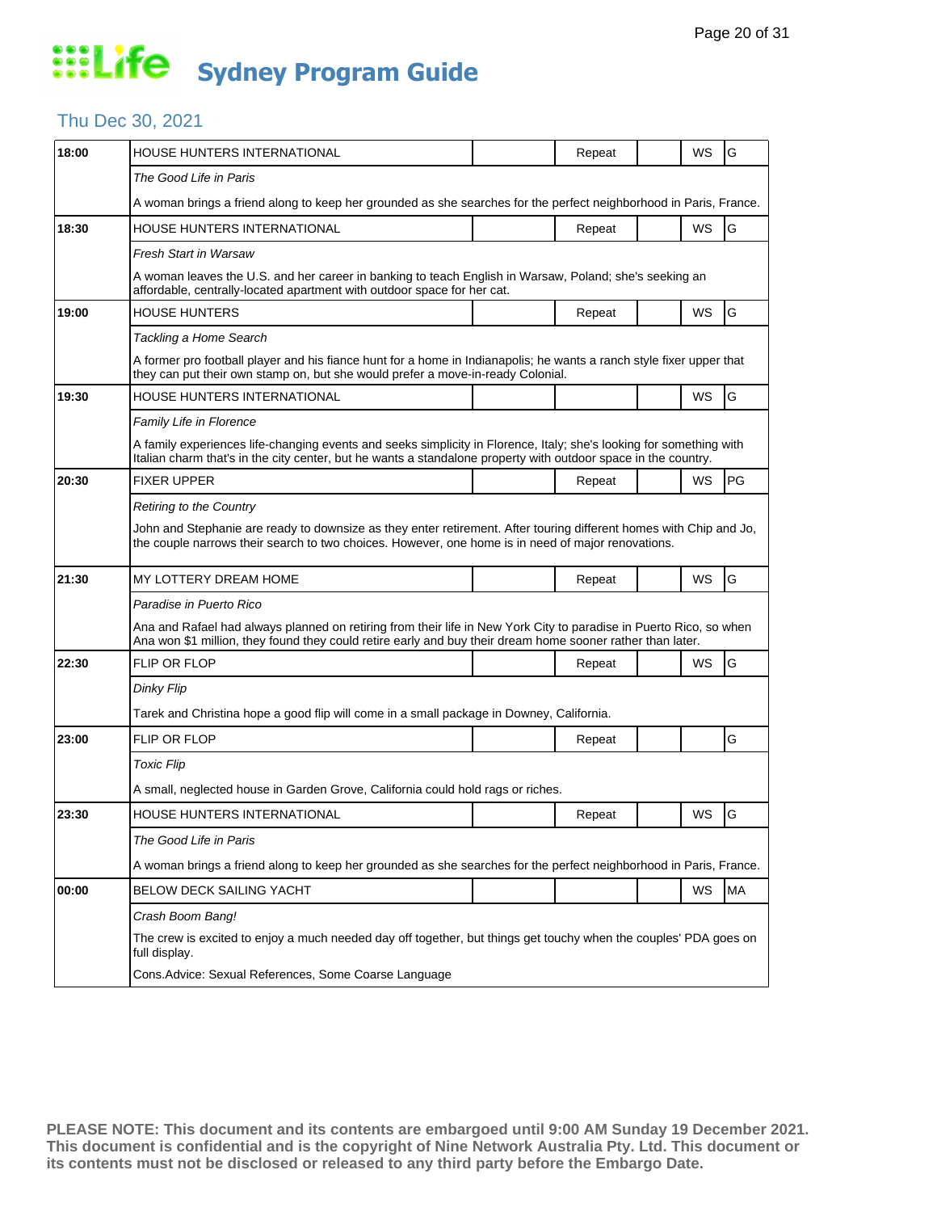# Life Sydney Program Guide

## Thu Dec 30, 2021

| Time | Program | | Repeat | | WS | Rating |
|---|---|---|---|---|---|---|
| 18:00 | HOUSE HUNTERS INTERNATIONAL | | Repeat | | WS | G |
| | *The Good Life in Paris* | | | | | |
| | A woman brings a friend along to keep her grounded as she searches for the perfect neighborhood in Paris, France. | | | | | |
| 18:30 | HOUSE HUNTERS INTERNATIONAL | | Repeat | | WS | G |
| | *Fresh Start in Warsaw* | | | | | |
| | A woman leaves the U.S. and her career in banking to teach English in Warsaw, Poland; she's seeking an affordable, centrally-located apartment with outdoor space for her cat. | | | | | |
| 19:00 | HOUSE HUNTERS | | Repeat | | WS | G |
| | *Tackling a Home Search* | | | | | |
| | A former pro football player and his fiance hunt for a home in Indianapolis; he wants a ranch style fixer upper that they can put their own stamp on, but she would prefer a move-in-ready Colonial. | | | | | |
| 19:30 | HOUSE HUNTERS INTERNATIONAL | | | | WS | G |
| | *Family Life in Florence* | | | | | |
| | A family experiences life-changing events and seeks simplicity in Florence, Italy; she's looking for something with Italian charm that's in the city center, but he wants a standalone property with outdoor space in the country. | | | | | |
| 20:30 | FIXER UPPER | | Repeat | | WS | PG |
| | *Retiring to the Country* | | | | | |
| | John and Stephanie are ready to downsize as they enter retirement. After touring different homes with Chip and Jo, the couple narrows their search to two choices. However, one home is in need of major renovations. | | | | | |
| 21:30 | MY LOTTERY DREAM HOME | | Repeat | | WS | G |
| | *Paradise in Puerto Rico* | | | | | |
| | Ana and Rafael had always planned on retiring from their life in New York City to paradise in Puerto Rico, so when Ana won $1 million, they found they could retire early and buy their dream home sooner rather than later. | | | | | |
| 22:30 | FLIP OR FLOP | | Repeat | | WS | G |
| | *Dinky Flip* | | | | | |
| | Tarek and Christina hope a good flip will come in a small package in Downey, California. | | | | | |
| 23:00 | FLIP OR FLOP | | Repeat | | | G |
| | *Toxic Flip* | | | | | |
| | A small, neglected house in Garden Grove, California could hold rags or riches. | | | | | |
| 23:30 | HOUSE HUNTERS INTERNATIONAL | | Repeat | | WS | G |
| | *The Good Life in Paris* | | | | | |
| | A woman brings a friend along to keep her grounded as she searches for the perfect neighborhood in Paris, France. | | | | | |
| 00:00 | BELOW DECK SAILING YACHT | | | | WS | MA |
| | *Crash Boom Bang!* | | | | | |
| | The crew is excited to enjoy a much needed day off together, but things get touchy when the couples' PDA goes on full display. | | | | | |
| | Cons.Advice: Sexual References, Some Coarse Language | | | | | |

**PLEASE NOTE: This document and its contents are embargoed until 9:00 AM Sunday 19 December 2021. This document is confidential and is the copyright of Nine Network Australia Pty. Ltd. This document or its contents must not be disclosed or released to any third party before the Embargo Date.**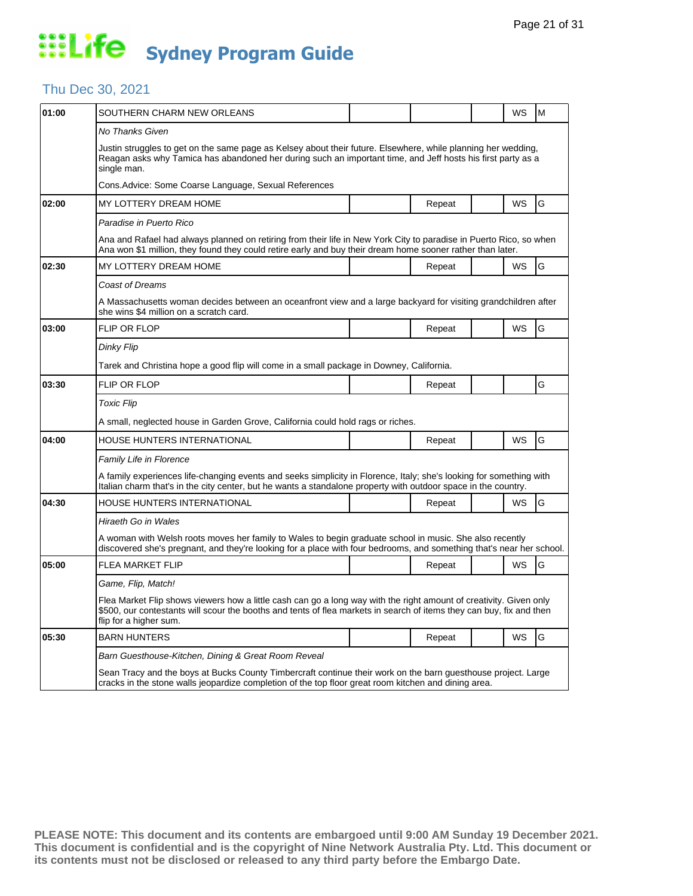# Life Sydney Program Guide

## Thu Dec 30, 2021

| | | | | | | |
|---|---|---|---|---|---|---|
| **01:00** | SOUTHERN CHARM NEW ORLEANS | | | | WS | M |
| | *No Thanks Given* | | | | | |
| | Justin struggles to get on the same page as Kelsey about their future. Elsewhere, while planning her wedding, Reagan asks why Tamica has abandoned her during such an important time, and Jeff hosts his first party as a single man. | | | | | |
| | Cons.Advice: Some Coarse Language, Sexual References | | | | | |
| **02:00** | MY LOTTERY DREAM HOME | | Repeat | | WS | G |
| | *Paradise in Puerto Rico* | | | | | |
| | Ana and Rafael had always planned on retiring from their life in New York City to paradise in Puerto Rico, so when Ana won $1 million, they found they could retire early and buy their dream home sooner rather than later. | | | | | |
| **02:30** | MY LOTTERY DREAM HOME | | Repeat | | WS | G |
| | *Coast of Dreams* | | | | | |
| | A Massachusetts woman decides between an oceanfront view and a large backyard for visiting grandchildren after she wins $4 million on a scratch card. | | | | | |
| **03:00** | FLIP OR FLOP | | Repeat | | WS | G |
| | *Dinky Flip* | | | | | |
| | Tarek and Christina hope a good flip will come in a small package in Downey, California. | | | | | |
| **03:30** | FLIP OR FLOP | | Repeat | | | G |
| | *Toxic Flip* | | | | | |
| | A small, neglected house in Garden Grove, California could hold rags or riches. | | | | | |
| **04:00** | HOUSE HUNTERS INTERNATIONAL | | Repeat | | WS | G |
| | *Family Life in Florence* | | | | | |
| | A family experiences life-changing events and seeks simplicity in Florence, Italy; she's looking for something with Italian charm that's in the city center, but he wants a standalone property with outdoor space in the country. | | | | | |
| **04:30** | HOUSE HUNTERS INTERNATIONAL | | Repeat | | WS | G |
| | *Hiraeth Go in Wales* | | | | | |
| | A woman with Welsh roots moves her family to Wales to begin graduate school in music. She also recently discovered she's pregnant, and they're looking for a place with four bedrooms, and something that's near her school. | | | | | |
| **05:00** | FLEA MARKET FLIP | | Repeat | | WS | G |
| | *Game, Flip, Match!* | | | | | |
| | Flea Market Flip shows viewers how a little cash can go a long way with the right amount of creativity. Given only $500, our contestants will scour the booths and tents of flea markets in search of items they can buy, fix and then flip for a higher sum. | | | | | |
| **05:30** | BARN HUNTERS | | Repeat | | WS | G |
| | *Barn Guesthouse-Kitchen, Dining & Great Room Reveal* | | | | | |
| | Sean Tracy and the boys at Bucks County Timbercraft continue their work on the barn guesthouse project. Large cracks in the stone walls jeopardize completion of the top floor great room kitchen and dining area. | | | | | |

**PLEASE NOTE: This document and its contents are embargoed until 9:00 AM Sunday 19 December 2021. This document is confidential and is the copyright of Nine Network Australia Pty. Ltd. This document or its contents must not be disclosed or released to any third party before the Embargo Date.**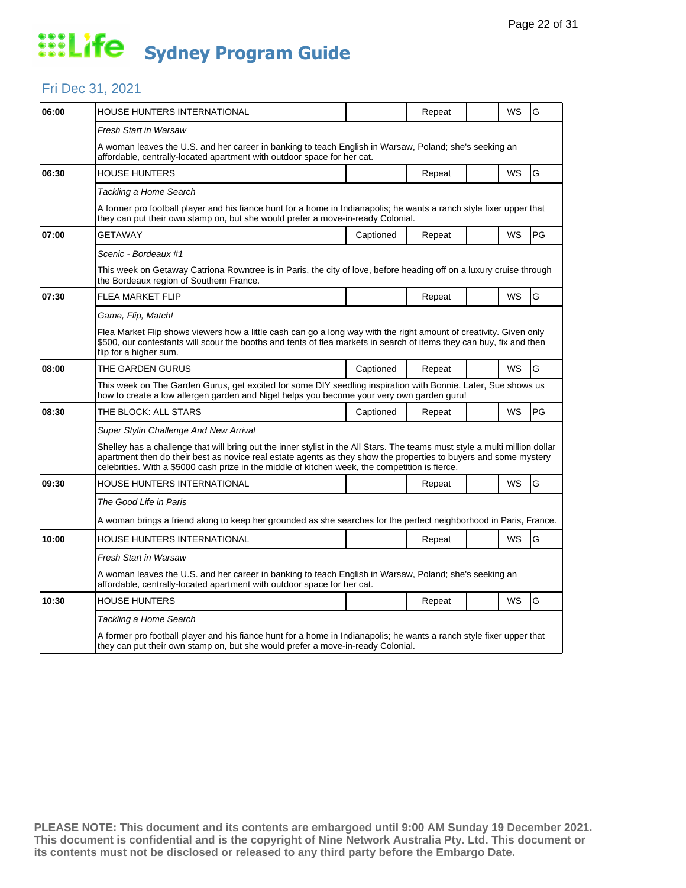# Life Sydney Program Guide

## Fri Dec 31, 2021

| Time | Program | Captioned | Repeat | | WS | Rating |
|---|---|---|---|---|---|---|
| 06:00 | HOUSE HUNTERS INTERNATIONAL | | Repeat | | WS | G |
| | *Fresh Start in Warsaw* | | | | | |
| | A woman leaves the U.S. and her career in banking to teach English in Warsaw, Poland; she's seeking an affordable, centrally-located apartment with outdoor space for her cat. | | | | | |
| 06:30 | HOUSE HUNTERS | | Repeat | | WS | G |
| | *Tackling a Home Search* | | | | | |
| | A former pro football player and his fiance hunt for a home in Indianapolis; he wants a ranch style fixer upper that they can put their own stamp on, but she would prefer a move-in-ready Colonial. | | | | | |
| 07:00 | GETAWAY | Captioned | Repeat | | WS | PG |
| | *Scenic - Bordeaux #1* | | | | | |
| | This week on Getaway Catriona Rowntree is in Paris, the city of love, before heading off on a luxury cruise through the Bordeaux region of Southern France. | | | | | |
| 07:30 | FLEA MARKET FLIP | | Repeat | | WS | G |
| | *Game, Flip, Match!* | | | | | |
| | Flea Market Flip shows viewers how a little cash can go a long way with the right amount of creativity. Given only $500, our contestants will scour the booths and tents of flea markets in search of items they can buy, fix and then flip for a higher sum. | | | | | |
| 08:00 | THE GARDEN GURUS | Captioned | Repeat | | WS | G |
| | This week on The Garden Gurus, get excited for some DIY seedling inspiration with Bonnie. Later, Sue shows us how to create a low allergen garden and Nigel helps you become your very own garden guru! | | | | | |
| 08:30 | THE BLOCK: ALL STARS | Captioned | Repeat | | WS | PG |
| | *Super Stylin Challenge And New Arrival* | | | | | |
| | Shelley has a challenge that will bring out the inner stylist in the All Stars. The teams must style a multi million dollar apartment then do their best as novice real estate agents as they show the properties to buyers and some mystery celebrities. With a $5000 cash prize in the middle of kitchen week, the competition is fierce. | | | | | |
| 09:30 | HOUSE HUNTERS INTERNATIONAL | | Repeat | | WS | G |
| | *The Good Life in Paris* | | | | | |
| | A woman brings a friend along to keep her grounded as she searches for the perfect neighborhood in Paris, France. | | | | | |
| 10:00 | HOUSE HUNTERS INTERNATIONAL | | Repeat | | WS | G |
| | *Fresh Start in Warsaw* | | | | | |
| | A woman leaves the U.S. and her career in banking to teach English in Warsaw, Poland; she's seeking an affordable, centrally-located apartment with outdoor space for her cat. | | | | | |
| 10:30 | HOUSE HUNTERS | | Repeat | | WS | G |
| | *Tackling a Home Search* | | | | | |
| | A former pro football player and his fiance hunt for a home in Indianapolis; he wants a ranch style fixer upper that they can put their own stamp on, but she would prefer a move-in-ready Colonial. | | | | | |

**PLEASE NOTE: This document and its contents are embargoed until 9:00 AM Sunday 19 December 2021. This document is confidential and is the copyright of Nine Network Australia Pty. Ltd. This document or its contents must not be disclosed or released to any third party before the Embargo Date.**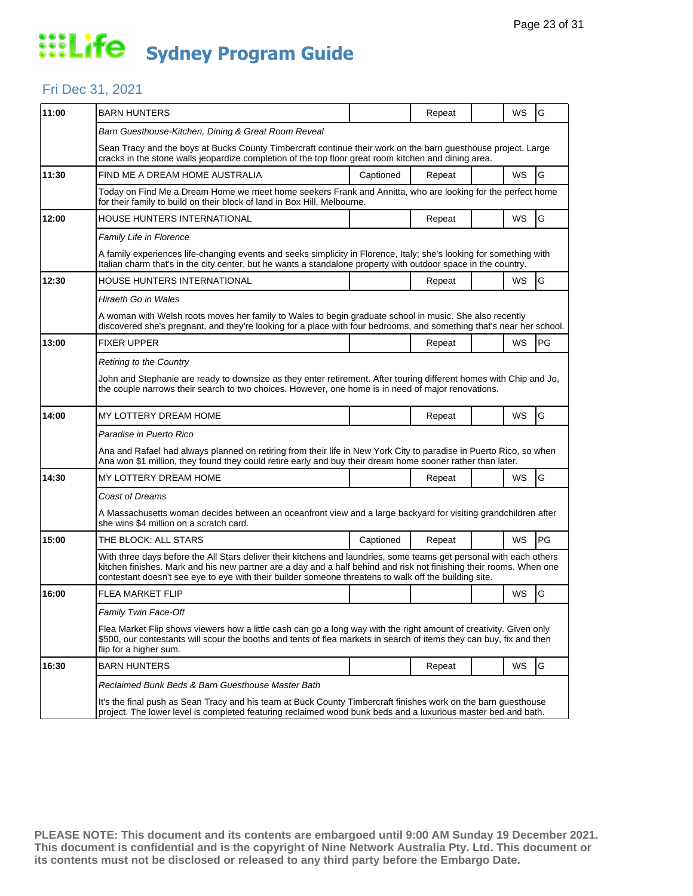# Life Sydney Program Guide

## Fri Dec 31, 2021

| Time | Program | Captioned | Repeat | | WS | Rating |
|---|---|---|---|---|---|---|
| 11:00 | BARN HUNTERS | | Repeat | | WS | G |
| | *Barn Guesthouse-Kitchen, Dining & Great Room Reveal* | | | | | |
| | Sean Tracy and the boys at Bucks County Timbercraft continue their work on the barn guesthouse project. Large cracks in the stone walls jeopardize completion of the top floor great room kitchen and dining area. | | | | | |
| 11:30 | FIND ME A DREAM HOME AUSTRALIA | Captioned | Repeat | | WS | G |
| | Today on Find Me a Dream Home we meet home seekers Frank and Annitta, who are looking for the perfect home for their family to build on their block of land in Box Hill, Melbourne. | | | | | |
| 12:00 | HOUSE HUNTERS INTERNATIONAL | | Repeat | | WS | G |
| | *Family Life in Florence* | | | | | |
| | A family experiences life-changing events and seeks simplicity in Florence, Italy; she's looking for something with Italian charm that's in the city center, but he wants a standalone property with outdoor space in the country. | | | | | |
| 12:30 | HOUSE HUNTERS INTERNATIONAL | | Repeat | | WS | G |
| | *Hiraeth Go in Wales* | | | | | |
| | A woman with Welsh roots moves her family to Wales to begin graduate school in music. She also recently discovered she's pregnant, and they're looking for a place with four bedrooms, and something that's near her school. | | | | | |
| 13:00 | FIXER UPPER | | Repeat | | WS | PG |
| | *Retiring to the Country* | | | | | |
| | John and Stephanie are ready to downsize as they enter retirement. After touring different homes with Chip and Jo, the couple narrows their search to two choices. However, one home is in need of major renovations. | | | | | |
| 14:00 | MY LOTTERY DREAM HOME | | Repeat | | WS | G |
| | *Paradise in Puerto Rico* | | | | | |
| | Ana and Rafael had always planned on retiring from their life in New York City to paradise in Puerto Rico, so when Ana won $1 million, they found they could retire early and buy their dream home sooner rather than later. | | | | | |
| 14:30 | MY LOTTERY DREAM HOME | | Repeat | | WS | G |
| | *Coast of Dreams* | | | | | |
| | A Massachusetts woman decides between an oceanfront view and a large backyard for visiting grandchildren after she wins $4 million on a scratch card. | | | | | |
| 15:00 | THE BLOCK: ALL STARS | Captioned | Repeat | | WS | PG |
| | With three days before the All Stars deliver their kitchens and laundries, some teams get personal with each others kitchen finishes. Mark and his new partner are a day and a half behind and risk not finishing their rooms. When one contestant doesn't see eye to eye with their builder someone threatens to walk off the building site. | | | | | |
| 16:00 | FLEA MARKET FLIP | | | | WS | G |
| | *Family Twin Face-Off* | | | | | |
| | Flea Market Flip shows viewers how a little cash can go a long way with the right amount of creativity. Given only $500, our contestants will scour the booths and tents of flea markets in search of items they can buy, fix and then flip for a higher sum. | | | | | |
| 16:30 | BARN HUNTERS | | Repeat | | WS | G |
| | *Reclaimed Bunk Beds & Barn Guesthouse Master Bath* | | | | | |
| | It's the final push as Sean Tracy and his team at Buck County Timbercraft finishes work on the barn guesthouse project. The lower level is completed featuring reclaimed wood bunk beds and a luxurious master bed and bath. | | | | | |

**PLEASE NOTE: This document and its contents are embargoed until 9:00 AM Sunday 19 December 2021. This document is confidential and is the copyright of Nine Network Australia Pty. Ltd. This document or its contents must not be disclosed or released to any third party before the Embargo Date.**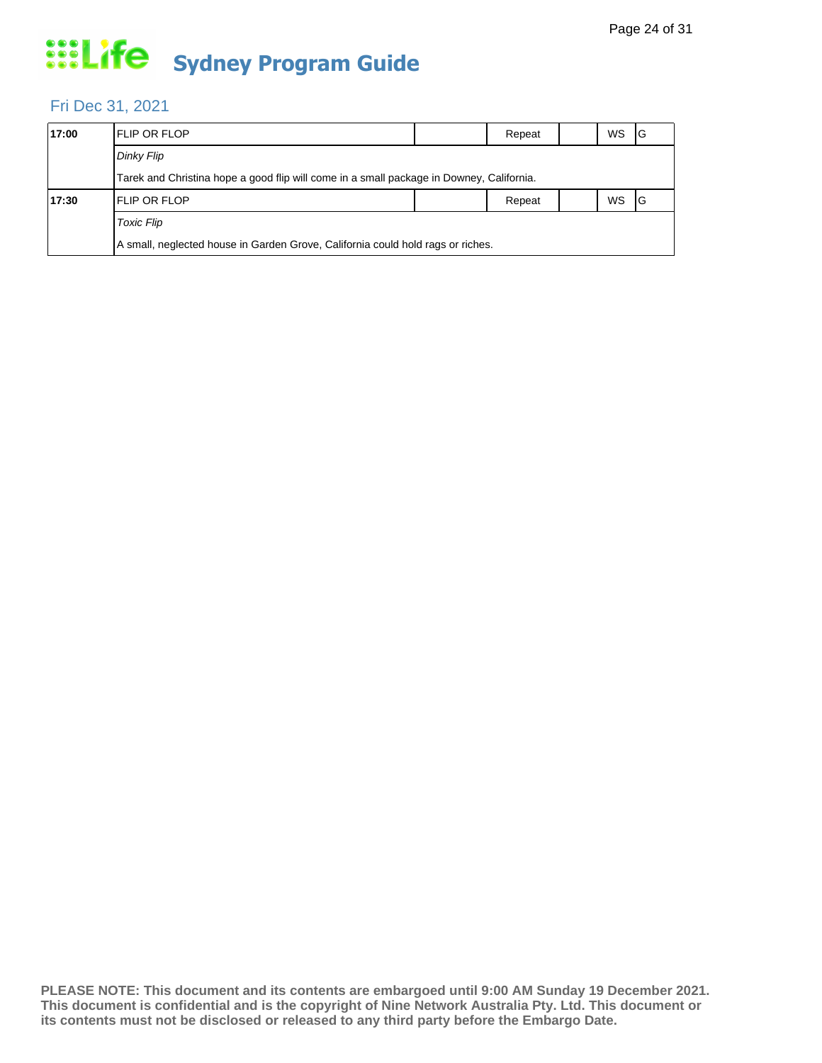# Sydney Program Guide

## Fri Dec 31, 2021

| | | | | | | |
|---|---|---|---|---|---|---|
| **17:00** | FLIP OR FLOP | | Repeat | | WS | G |
| | *Dinky Flip* | | | | | |
| | Tarek and Christina hope a good flip will come in a small package in Downey, California. | | | | | |
| **17:30** | FLIP OR FLOP | | Repeat | | WS | G |
| | *Toxic Flip* | | | | | |
| | A small, neglected house in Garden Grove, California could hold rags or riches. | | | | | |

**PLEASE NOTE: This document and its contents are embargoed until 9:00 AM Sunday 19 December 2021. This document is confidential and is the copyright of Nine Network Australia Pty. Ltd. This document or its contents must not be disclosed or released to any third party before the Embargo Date.**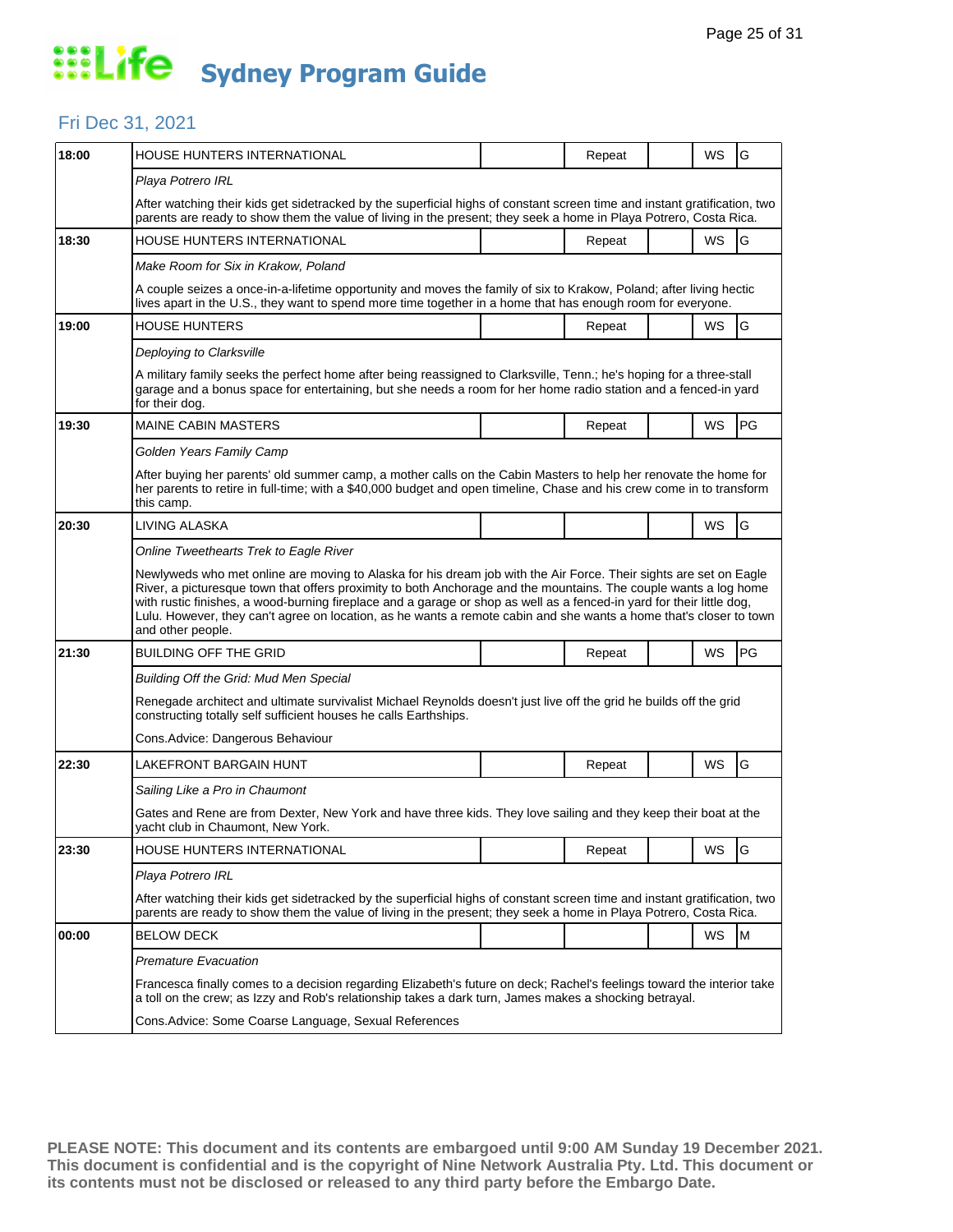# Life Sydney Program Guide

## Fri Dec 31, 2021

| Time | Program | | Repeat | | WS | Rating |
|---|---|---|---|---|---|---|
| 18:00 | HOUSE HUNTERS INTERNATIONAL | | Repeat | | WS | G |
| | *Playa Potrero IRL* | | | | | |
| | After watching their kids get sidetracked by the superficial highs of constant screen time and instant gratification, two parents are ready to show them the value of living in the present; they seek a home in Playa Potrero, Costa Rica. | | | | | |
| 18:30 | HOUSE HUNTERS INTERNATIONAL | | Repeat | | WS | G |
| | *Make Room for Six in Krakow, Poland* | | | | | |
| | A couple seizes a once-in-a-lifetime opportunity and moves the family of six to Krakow, Poland; after living hectic lives apart in the U.S., they want to spend more time together in a home that has enough room for everyone. | | | | | |
| 19:00 | HOUSE HUNTERS | | Repeat | | WS | G |
| | *Deploying to Clarksville* | | | | | |
| | A military family seeks the perfect home after being reassigned to Clarksville, Tenn.; he's hoping for a three-stall garage and a bonus space for entertaining, but she needs a room for her home radio station and a fenced-in yard for their dog. | | | | | |
| 19:30 | MAINE CABIN MASTERS | | Repeat | | WS | PG |
| | *Golden Years Family Camp* | | | | | |
| | After buying her parents' old summer camp, a mother calls on the Cabin Masters to help her renovate the home for her parents to retire in full-time; with a $40,000 budget and open timeline, Chase and his crew come in to transform this camp. | | | | | |
| 20:30 | LIVING ALASKA | | | | WS | G |
| | *Online Tweethearts Trek to Eagle River* | | | | | |
| | Newlyweds who met online are moving to Alaska for his dream job with the Air Force. Their sights are set on Eagle River, a picturesque town that offers proximity to both Anchorage and the mountains. The couple wants a log home with rustic finishes, a wood-burning fireplace and a garage or shop as well as a fenced-in yard for their little dog, Lulu. However, they can't agree on location, as he wants a remote cabin and she wants a home that's closer to town and other people. | | | | | |
| 21:30 | BUILDING OFF THE GRID | | Repeat | | WS | PG |
| | *Building Off the Grid: Mud Men Special* | | | | | |
| | Renegade architect and ultimate survivalist Michael Reynolds doesn't just live off the grid he builds off the grid constructing totally self sufficient houses he calls Earthships. | | | | | |
| | Cons.Advice: Dangerous Behaviour | | | | | |
| 22:30 | LAKEFRONT BARGAIN HUNT | | Repeat | | WS | G |
| | *Sailing Like a Pro in Chaumont* | | | | | |
| | Gates and Rene are from Dexter, New York and have three kids. They love sailing and they keep their boat at the yacht club in Chaumont, New York. | | | | | |
| 23:30 | HOUSE HUNTERS INTERNATIONAL | | Repeat | | WS | G |
| | *Playa Potrero IRL* | | | | | |
| | After watching their kids get sidetracked by the superficial highs of constant screen time and instant gratification, two parents are ready to show them the value of living in the present; they seek a home in Playa Potrero, Costa Rica. | | | | | |
| 00:00 | BELOW DECK | | | | WS | M |
| | *Premature Evacuation* | | | | | |
| | Francesca finally comes to a decision regarding Elizabeth's future on deck; Rachel's feelings toward the interior take a toll on the crew; as Izzy and Rob's relationship takes a dark turn, James makes a shocking betrayal. | | | | | |
| | Cons.Advice: Some Coarse Language, Sexual References | | | | | |

**PLEASE NOTE: This document and its contents are embargoed until 9:00 AM Sunday 19 December 2021. This document is confidential and is the copyright of Nine Network Australia Pty. Ltd. This document or its contents must not be disclosed or released to any third party before the Embargo Date.**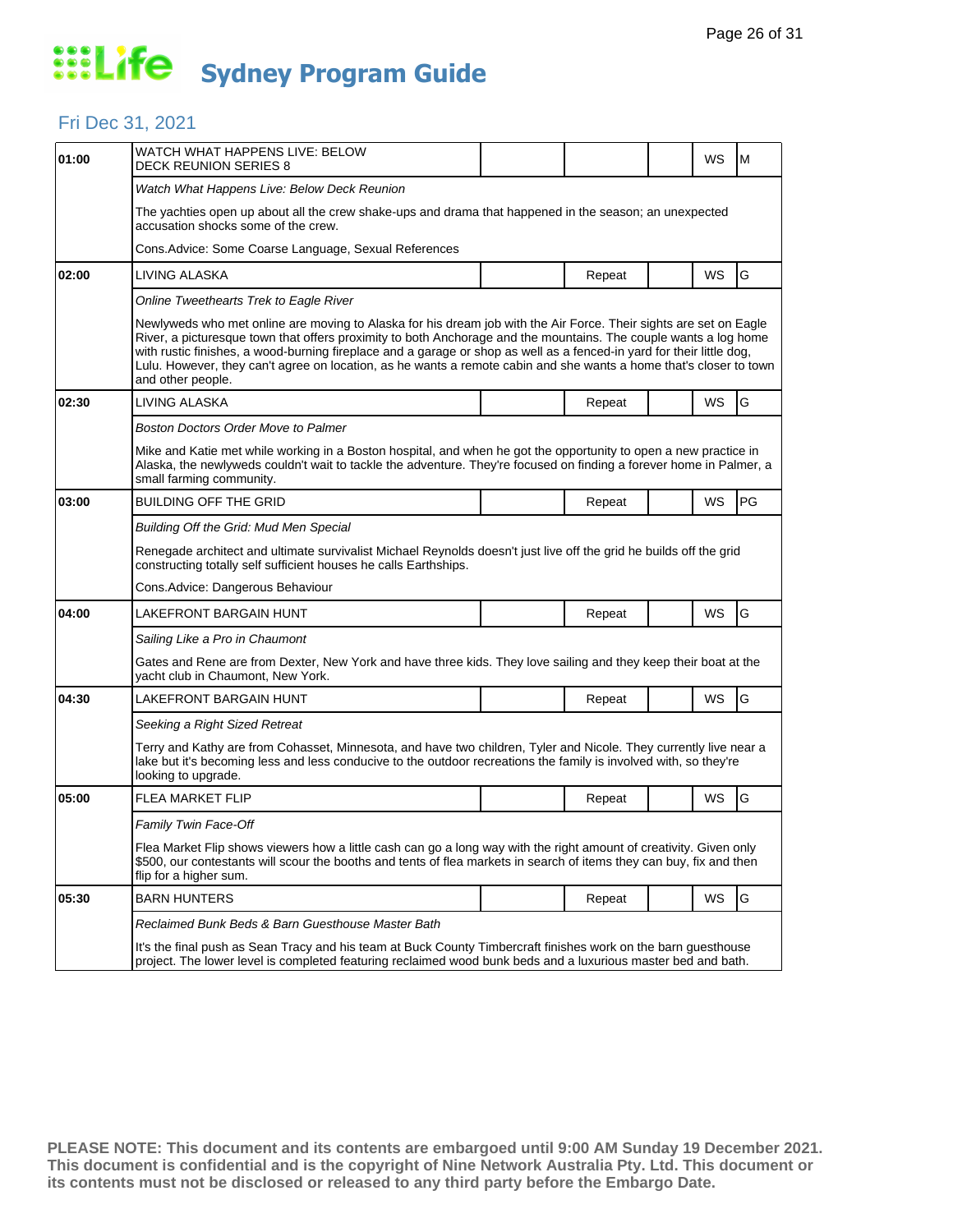# Sydney Program Guide

## Fri Dec 31, 2021

| Time | Program | | Repeat | | WS | Rating |
|---|---|---|---|---|---|---|
| 01:00 | WATCH WHAT HAPPENS LIVE: BELOW DECK REUNION SERIES 8 | | | | WS | M |
| | *Watch What Happens Live: Below Deck Reunion* | | | | | |
| | The yachties open up about all the crew shake-ups and drama that happened in the season; an unexpected accusation shocks some of the crew. | | | | | |
| | Cons.Advice: Some Coarse Language, Sexual References | | | | | |
| 02:00 | LIVING ALASKA | | Repeat | | WS | G |
| | *Online Tweethearts Trek to Eagle River* | | | | | |
| | Newlyweds who met online are moving to Alaska for his dream job with the Air Force. Their sights are set on Eagle River, a picturesque town that offers proximity to both Anchorage and the mountains. The couple wants a log home with rustic finishes, a wood-burning fireplace and a garage or shop as well as a fenced-in yard for their little dog, Lulu. However, they can't agree on location, as he wants a remote cabin and she wants a home that's closer to town and other people. | | | | | |
| 02:30 | LIVING ALASKA | | Repeat | | WS | G |
| | *Boston Doctors Order Move to Palmer* | | | | | |
| | Mike and Katie met while working in a Boston hospital, and when he got the opportunity to open a new practice in Alaska, the newlyweds couldn't wait to tackle the adventure. They're focused on finding a forever home in Palmer, a small farming community. | | | | | |
| 03:00 | BUILDING OFF THE GRID | | Repeat | | WS | PG |
| | *Building Off the Grid: Mud Men Special* | | | | | |
| | Renegade architect and ultimate survivalist Michael Reynolds doesn't just live off the grid he builds off the grid constructing totally self sufficient houses he calls Earthships. | | | | | |
| | Cons.Advice: Dangerous Behaviour | | | | | |
| 04:00 | LAKEFRONT BARGAIN HUNT | | Repeat | | WS | G |
| | *Sailing Like a Pro in Chaumont* | | | | | |
| | Gates and Rene are from Dexter, New York and have three kids. They love sailing and they keep their boat at the yacht club in Chaumont, New York. | | | | | |
| 04:30 | LAKEFRONT BARGAIN HUNT | | Repeat | | WS | G |
| | *Seeking a Right Sized Retreat* | | | | | |
| | Terry and Kathy are from Cohasset, Minnesota, and have two children, Tyler and Nicole. They currently live near a lake but it's becoming less and less conducive to the outdoor recreations the family is involved with, so they're looking to upgrade. | | | | | |
| 05:00 | FLEA MARKET FLIP | | Repeat | | WS | G |
| | *Family Twin Face-Off* | | | | | |
| | Flea Market Flip shows viewers how a little cash can go a long way with the right amount of creativity. Given only $500, our contestants will scour the booths and tents of flea markets in search of items they can buy, fix and then flip for a higher sum. | | | | | |
| 05:30 | BARN HUNTERS | | Repeat | | WS | G |
| | *Reclaimed Bunk Beds & Barn Guesthouse Master Bath* | | | | | |
| | It's the final push as Sean Tracy and his team at Buck County Timbercraft finishes work on the barn guesthouse project. The lower level is completed featuring reclaimed wood bunk beds and a luxurious master bed and bath. | | | | | |

**PLEASE NOTE: This document and its contents are embargoed until 9:00 AM Sunday 19 December 2021. This document is confidential and is the copyright of Nine Network Australia Pty. Ltd. This document or its contents must not be disclosed or released to any third party before the Embargo Date.**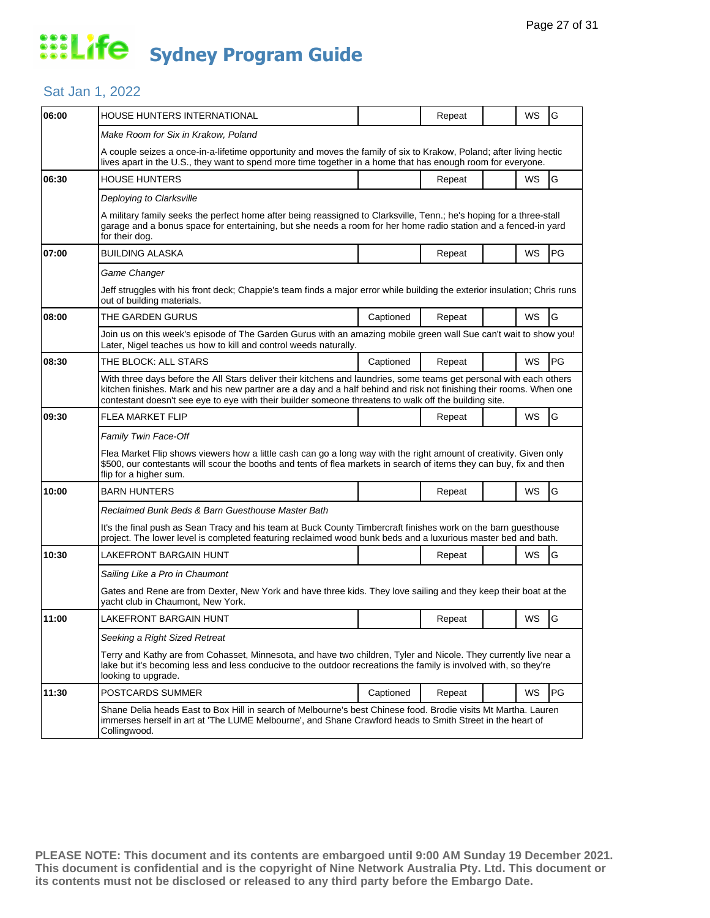# Life Sydney Program Guide

## Sat Jan 1, 2022

| Time | Program | Captioned | Repeat | | WS | Rating |
|---|---|---|---|---|---|---|
| 06:00 | HOUSE HUNTERS INTERNATIONAL | | Repeat | | WS | G |
| | *Make Room for Six in Krakow, Poland* | | | | | |
| | A couple seizes a once-in-a-lifetime opportunity and moves the family of six to Krakow, Poland; after living hectic lives apart in the U.S., they want to spend more time together in a home that has enough room for everyone. | | | | | |
| 06:30 | HOUSE HUNTERS | | Repeat | | WS | G |
| | *Deploying to Clarksville* | | | | | |
| | A military family seeks the perfect home after being reassigned to Clarksville, Tenn.; he's hoping for a three-stall garage and a bonus space for entertaining, but she needs a room for her home radio station and a fenced-in yard for their dog. | | | | | |
| 07:00 | BUILDING ALASKA | | Repeat | | WS | PG |
| | *Game Changer* | | | | | |
| | Jeff struggles with his front deck; Chappie's team finds a major error while building the exterior insulation; Chris runs out of building materials. | | | | | |
| 08:00 | THE GARDEN GURUS | Captioned | Repeat | | WS | G |
| | Join us on this week's episode of The Garden Gurus with an amazing mobile green wall Sue can't wait to show you! Later, Nigel teaches us how to kill and control weeds naturally. | | | | | |
| 08:30 | THE BLOCK: ALL STARS | Captioned | Repeat | | WS | PG |
| | With three days before the All Stars deliver their kitchens and laundries, some teams get personal with each others kitchen finishes. Mark and his new partner are a day and a half behind and risk not finishing their rooms. When one contestant doesn't see eye to eye with their builder someone threatens to walk off the building site. | | | | | |
| 09:30 | FLEA MARKET FLIP | | Repeat | | WS | G |
| | *Family Twin Face-Off* | | | | | |
| | Flea Market Flip shows viewers how a little cash can go a long way with the right amount of creativity. Given only $500, our contestants will scour the booths and tents of flea markets in search of items they can buy, fix and then flip for a higher sum. | | | | | |
| 10:00 | BARN HUNTERS | | Repeat | | WS | G |
| | *Reclaimed Bunk Beds & Barn Guesthouse Master Bath* | | | | | |
| | It's the final push as Sean Tracy and his team at Buck County Timbercraft finishes work on the barn guesthouse project. The lower level is completed featuring reclaimed wood bunk beds and a luxurious master bed and bath. | | | | | |
| 10:30 | LAKEFRONT BARGAIN HUNT | | Repeat | | WS | G |
| | *Sailing Like a Pro in Chaumont* | | | | | |
| | Gates and Rene are from Dexter, New York and have three kids. They love sailing and they keep their boat at the yacht club in Chaumont, New York. | | | | | |
| 11:00 | LAKEFRONT BARGAIN HUNT | | Repeat | | WS | G |
| | *Seeking a Right Sized Retreat* | | | | | |
| | Terry and Kathy are from Cohasset, Minnesota, and have two children, Tyler and Nicole. They currently live near a lake but it's becoming less and less conducive to the outdoor recreations the family is involved with, so they're looking to upgrade. | | | | | |
| 11:30 | POSTCARDS SUMMER | Captioned | Repeat | | WS | PG |
| | Shane Delia heads East to Box Hill in search of Melbourne's best Chinese food. Brodie visits Mt Martha. Lauren immerses herself in art at 'The LUME Melbourne', and Shane Crawford heads to Smith Street in the heart of Collingwood. | | | | | |

**PLEASE NOTE: This document and its contents are embargoed until 9:00 AM Sunday 19 December 2021. This document is confidential and is the copyright of Nine Network Australia Pty. Ltd. This document or its contents must not be disclosed or released to any third party before the Embargo Date.**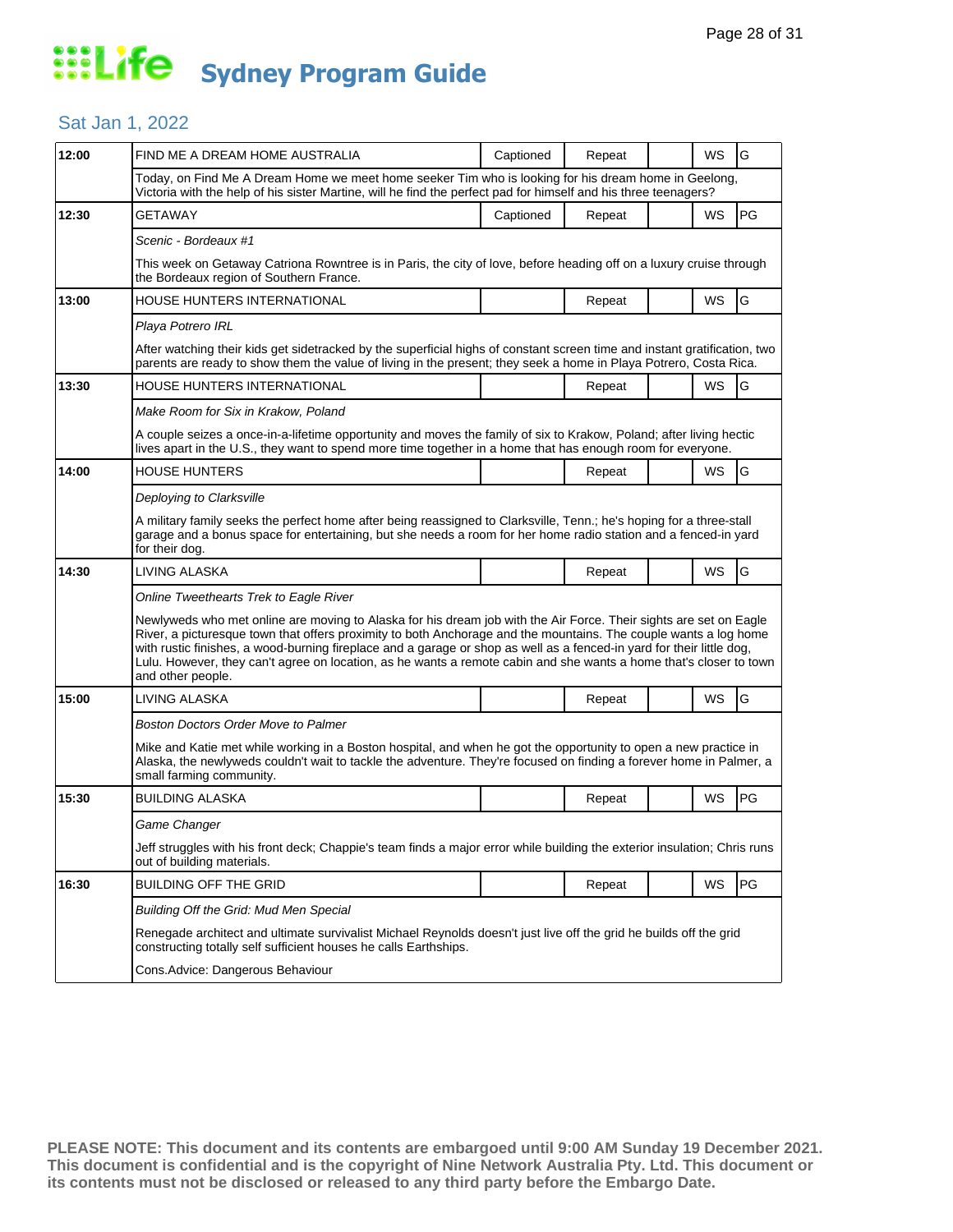# Life Sydney Program Guide

## Sat Jan 1, 2022

| Time | Program | Captioned | Repeat | | WS | Rating |
|---|---|---|---|---|---|---|
| 12:00 | FIND ME A DREAM HOME AUSTRALIA | Captioned | Repeat | | WS | G |
| | Today, on Find Me A Dream Home we meet home seeker Tim who is looking for his dream home in Geelong, Victoria with the help of his sister Martine, will he find the perfect pad for himself and his three teenagers? | | | | | |
| 12:30 | GETAWAY | Captioned | Repeat | | WS | PG |
| | *Scenic - Bordeaux #1* | | | | | |
| | This week on Getaway Catriona Rowntree is in Paris, the city of love, before heading off on a luxury cruise through the Bordeaux region of Southern France. | | | | | |
| 13:00 | HOUSE HUNTERS INTERNATIONAL | | Repeat | | WS | G |
| | *Playa Potrero IRL* | | | | | |
| | After watching their kids get sidetracked by the superficial highs of constant screen time and instant gratification, two parents are ready to show them the value of living in the present; they seek a home in Playa Potrero, Costa Rica. | | | | | |
| 13:30 | HOUSE HUNTERS INTERNATIONAL | | Repeat | | WS | G |
| | *Make Room for Six in Krakow, Poland* | | | | | |
| | A couple seizes a once-in-a-lifetime opportunity and moves the family of six to Krakow, Poland; after living hectic lives apart in the U.S., they want to spend more time together in a home that has enough room for everyone. | | | | | |
| 14:00 | HOUSE HUNTERS | | Repeat | | WS | G |
| | *Deploying to Clarksville* | | | | | |
| | A military family seeks the perfect home after being reassigned to Clarksville, Tenn.; he's hoping for a three-stall garage and a bonus space for entertaining, but she needs a room for her home radio station and a fenced-in yard for their dog. | | | | | |
| 14:30 | LIVING ALASKA | | Repeat | | WS | G |
| | *Online Tweethearts Trek to Eagle River* | | | | | |
| | Newlyweds who met online are moving to Alaska for his dream job with the Air Force. Their sights are set on Eagle River, a picturesque town that offers proximity to both Anchorage and the mountains. The couple wants a log home with rustic finishes, a wood-burning fireplace and a garage or shop as well as a fenced-in yard for their little dog, Lulu. However, they can't agree on location, as he wants a remote cabin and she wants a home that's closer to town and other people. | | | | | |
| 15:00 | LIVING ALASKA | | Repeat | | WS | G |
| | *Boston Doctors Order Move to Palmer* | | | | | |
| | Mike and Katie met while working in a Boston hospital, and when he got the opportunity to open a new practice in Alaska, the newlyweds couldn't wait to tackle the adventure. They're focused on finding a forever home in Palmer, a small farming community. | | | | | |
| 15:30 | BUILDING ALASKA | | Repeat | | WS | PG |
| | *Game Changer* | | | | | |
| | Jeff struggles with his front deck; Chappie's team finds a major error while building the exterior insulation; Chris runs out of building materials. | | | | | |
| 16:30 | BUILDING OFF THE GRID | | Repeat | | WS | PG |
| | *Building Off the Grid: Mud Men Special* | | | | | |
| | Renegade architect and ultimate survivalist Michael Reynolds doesn't just live off the grid he builds off the grid constructing totally self sufficient houses he calls Earthships. | | | | | |
| | Cons.Advice: Dangerous Behaviour | | | | | |

**PLEASE NOTE: This document and its contents are embargoed until 9:00 AM Sunday 19 December 2021. This document is confidential and is the copyright of Nine Network Australia Pty. Ltd. This document or its contents must not be disclosed or released to any third party before the Embargo Date.**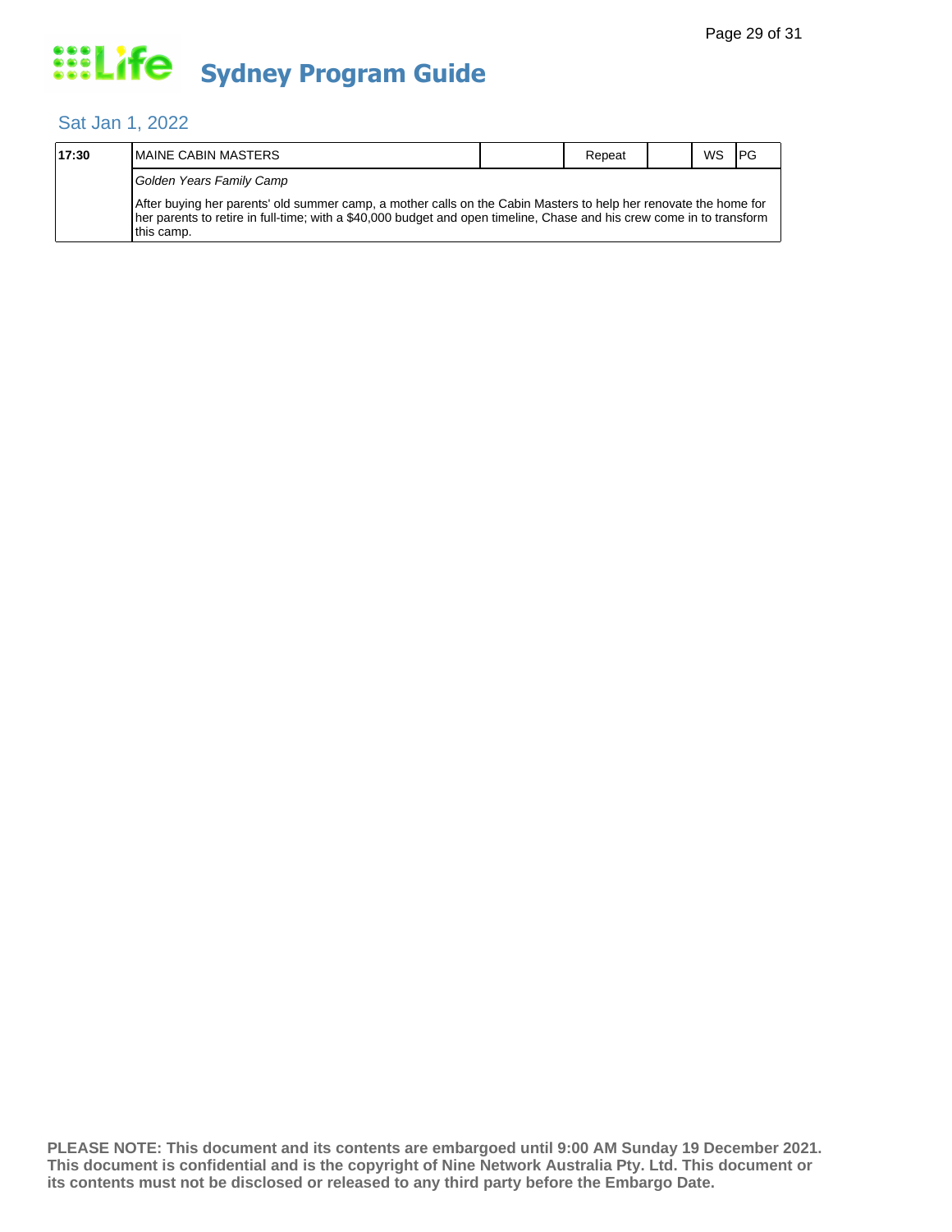# Sydney Program Guide

## Sat Jan 1, 2022

| 17:30 | MAINE CABIN MASTERS | | Repeat | | WS | PG |
|---|---|---|---|---|---|---|
| | *Golden Years Family Camp* | | | | | |
| | After buying her parents' old summer camp, a mother calls on the Cabin Masters to help her renovate the home for her parents to retire in full-time; with a $40,000 budget and open timeline, Chase and his crew come in to transform this camp. | | | | | |

**PLEASE NOTE: This document and its contents are embargoed until 9:00 AM Sunday 19 December 2021. This document is confidential and is the copyright of Nine Network Australia Pty. Ltd. This document or its contents must not be disclosed or released to any third party before the Embargo Date.**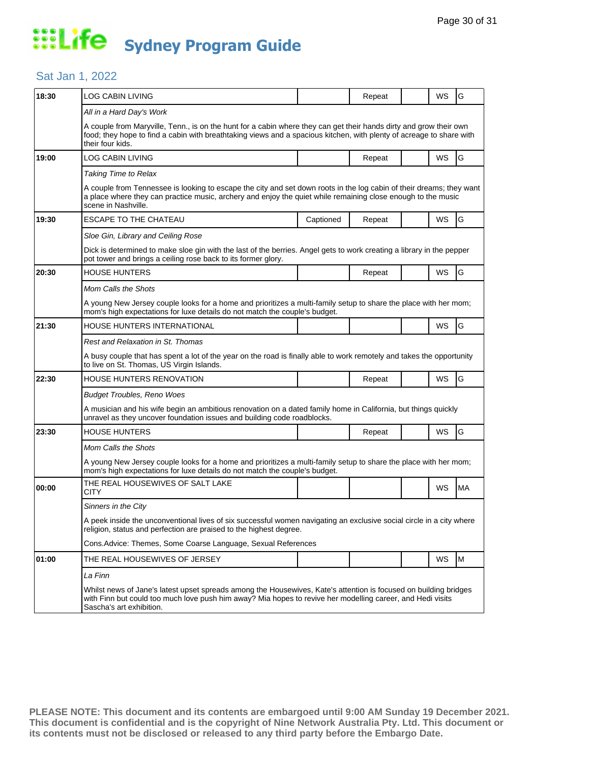# Life Sydney Program Guide

## Sat Jan 1, 2022

| Time | Program | Captioned | Repeat | | WS | Rating |
|---|---|---|---|---|---|---|
| 18:30 | LOG CABIN LIVING | | Repeat | | WS | G |
| | *All in a Hard Day's Work* | | | | | |
| | A couple from Maryville, Tenn., is on the hunt for a cabin where they can get their hands dirty and grow their own food; they hope to find a cabin with breathtaking views and a spacious kitchen, with plenty of acreage to share with their four kids. | | | | | |
| 19:00 | LOG CABIN LIVING | | Repeat | | WS | G |
| | *Taking Time to Relax* | | | | | |
| | A couple from Tennessee is looking to escape the city and set down roots in the log cabin of their dreams; they want a place where they can practice music, archery and enjoy the quiet while remaining close enough to the music scene in Nashville. | | | | | |
| 19:30 | ESCAPE TO THE CHATEAU | Captioned | Repeat | | WS | G |
| | *Sloe Gin, Library and Ceiling Rose* | | | | | |
| | Dick is determined to make sloe gin with the last of the berries. Angel gets to work creating a library in the pepper pot tower and brings a ceiling rose back to its former glory. | | | | | |
| 20:30 | HOUSE HUNTERS | | Repeat | | WS | G |
| | *Mom Calls the Shots* | | | | | |
| | A young New Jersey couple looks for a home and prioritizes a multi-family setup to share the place with her mom; mom's high expectations for luxe details do not match the couple's budget. | | | | | |
| 21:30 | HOUSE HUNTERS INTERNATIONAL | | | | WS | G |
| | *Rest and Relaxation in St. Thomas* | | | | | |
| | A busy couple that has spent a lot of the year on the road is finally able to work remotely and takes the opportunity to live on St. Thomas, US Virgin Islands. | | | | | |
| 22:30 | HOUSE HUNTERS RENOVATION | | Repeat | | WS | G |
| | *Budget Troubles, Reno Woes* | | | | | |
| | A musician and his wife begin an ambitious renovation on a dated family home in California, but things quickly unravel as they uncover foundation issues and building code roadblocks. | | | | | |
| 23:30 | HOUSE HUNTERS | | Repeat | | WS | G |
| | *Mom Calls the Shots* | | | | | |
| | A young New Jersey couple looks for a home and prioritizes a multi-family setup to share the place with her mom; mom's high expectations for luxe details do not match the couple's budget. | | | | | |
| 00:00 | THE REAL HOUSEWIVES OF SALT LAKE CITY | | | | WS | MA |
| | *Sinners in the City* | | | | | |
| | A peek inside the unconventional lives of six successful women navigating an exclusive social circle in a city where religion, status and perfection are praised to the highest degree. | | | | | |
| | Cons.Advice: Themes, Some Coarse Language, Sexual References | | | | | |
| 01:00 | THE REAL HOUSEWIVES OF JERSEY | | | | WS | M |
| | *La Finn* | | | | | |
| | Whilst news of Jane's latest upset spreads among the Housewives, Kate's attention is focused on building bridges with Finn but could too much love push him away? Mia hopes to revive her modelling career, and Hedi visits Sascha's art exhibition. | | | | | |

**PLEASE NOTE: This document and its contents are embargoed until 9:00 AM Sunday 19 December 2021. This document is confidential and is the copyright of Nine Network Australia Pty. Ltd. This document or its contents must not be disclosed or released to any third party before the Embargo Date.**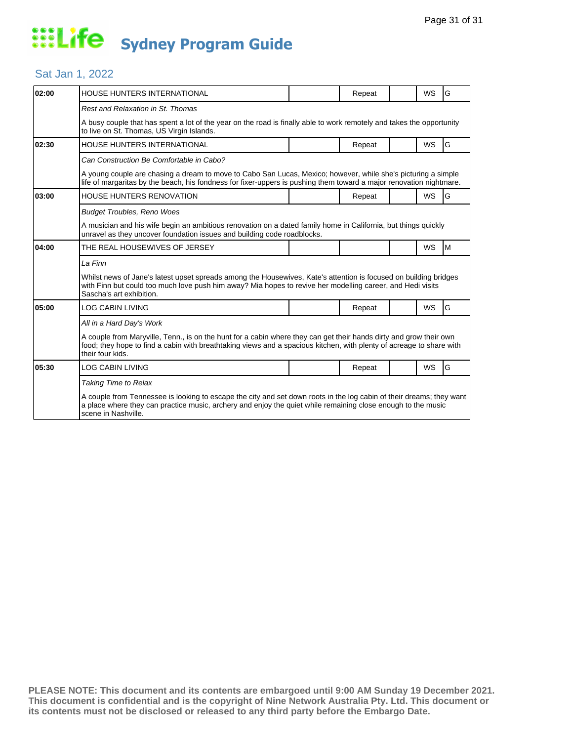# Life Sydney Program Guide

## Sat Jan 1, 2022

| | | | | | | |
|---|---|---|---|---|---|---|
| **02:00** | HOUSE HUNTERS INTERNATIONAL | | Repeat | | WS | G |
| | *Rest and Relaxation in St. Thomas* | | | | | |
| | A busy couple that has spent a lot of the year on the road is finally able to work remotely and takes the opportunity to live on St. Thomas, US Virgin Islands. | | | | | |
| **02:30** | HOUSE HUNTERS INTERNATIONAL | | Repeat | | WS | G |
| | *Can Construction Be Comfortable in Cabo?* | | | | | |
| | A young couple are chasing a dream to move to Cabo San Lucas, Mexico; however, while she's picturing a simple life of margaritas by the beach, his fondness for fixer-uppers is pushing them toward a major renovation nightmare. | | | | | |
| **03:00** | HOUSE HUNTERS RENOVATION | | Repeat | | WS | G |
| | *Budget Troubles, Reno Woes* | | | | | |
| | A musician and his wife begin an ambitious renovation on a dated family home in California, but things quickly unravel as they uncover foundation issues and building code roadblocks. | | | | | |
| **04:00** | THE REAL HOUSEWIVES OF JERSEY | | | | WS | M |
| | *La Finn* | | | | | |
| | Whilst news of Jane's latest upset spreads among the Housewives, Kate's attention is focused on building bridges with Finn but could too much love push him away? Mia hopes to revive her modelling career, and Hedi visits Sascha's art exhibition. | | | | | |
| **05:00** | LOG CABIN LIVING | | Repeat | | WS | G |
| | *All in a Hard Day's Work* | | | | | |
| | A couple from Maryville, Tenn., is on the hunt for a cabin where they can get their hands dirty and grow their own food; they hope to find a cabin with breathtaking views and a spacious kitchen, with plenty of acreage to share with their four kids. | | | | | |
| **05:30** | LOG CABIN LIVING | | Repeat | | WS | G |
| | *Taking Time to Relax* | | | | | |
| | A couple from Tennessee is looking to escape the city and set down roots in the log cabin of their dreams; they want a place where they can practice music, archery and enjoy the quiet while remaining close enough to the music scene in Nashville. | | | | | |

**PLEASE NOTE: This document and its contents are embargoed until 9:00 AM Sunday 19 December 2021. This document is confidential and is the copyright of Nine Network Australia Pty. Ltd. This document or its contents must not be disclosed or released to any third party before the Embargo Date.**